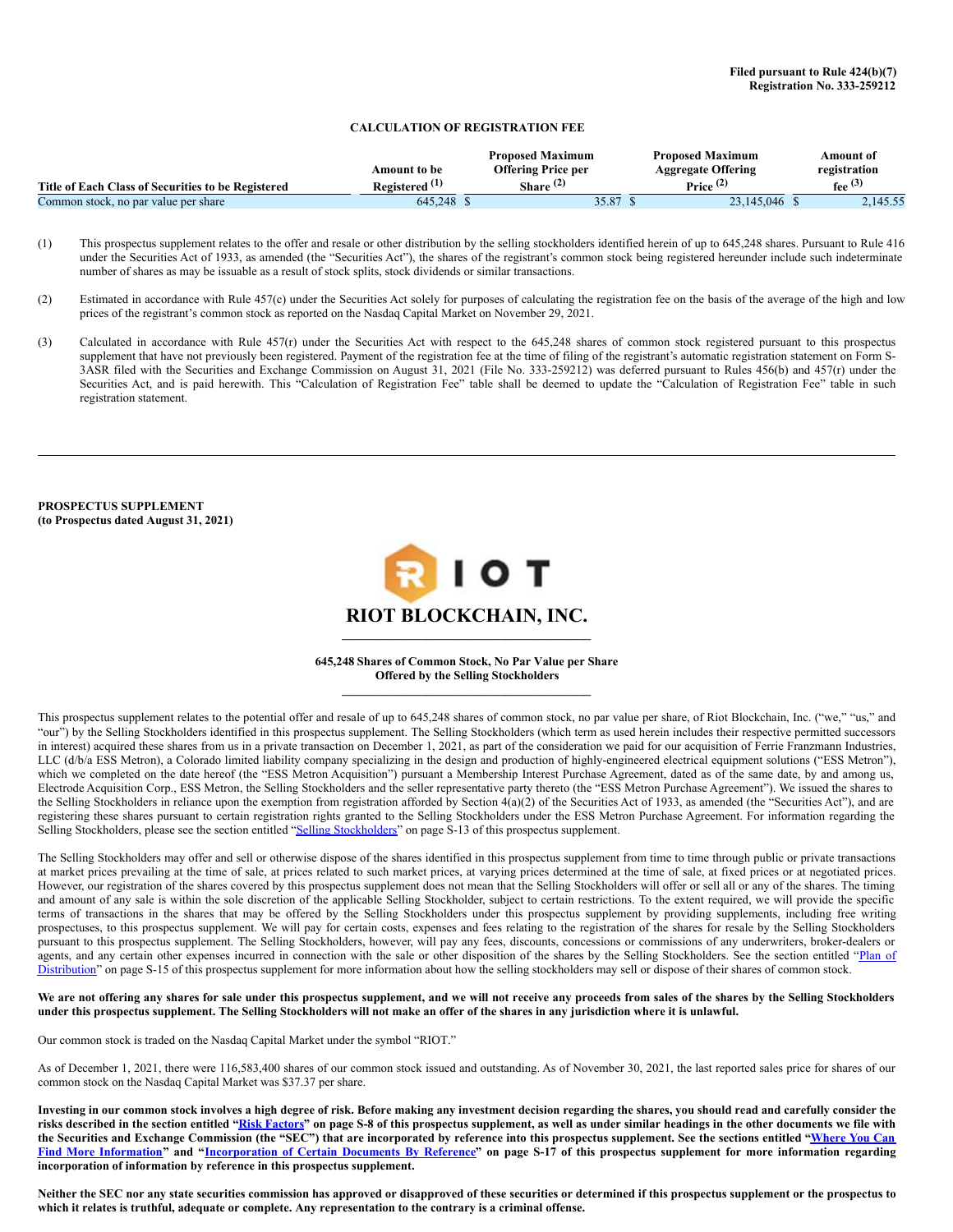Filed pursuant to Rule 424(b)(7)
Registration No. 333-259212

**CALCULATION OF REGISTRATION FEE**

| Title of Each Class of Securities to be Registered | Amount to be Registered (1) | Proposed Maximum Offering Price per Share (2) | Proposed Maximum Aggregate Offering Price (2) | Amount of registration fee (3) |
|---|---|---|---|---|
| Common stock, no par value per share | 645,248 | $ 35.87 | $ 23,145,046 | $ 2,145.55 |

(1) This prospectus supplement relates to the offer and resale or other distribution by the selling stockholders identified herein of up to 645,248 shares. Pursuant to Rule 416 under the Securities Act of 1933, as amended (the "Securities Act"), the shares of the registrant's common stock being registered hereunder include such indeterminate number of shares as may be issuable as a result of stock splits, stock dividends or similar transactions.

(2) Estimated in accordance with Rule 457(c) under the Securities Act solely for purposes of calculating the registration fee on the basis of the average of the high and low prices of the registrant's common stock as reported on the Nasdaq Capital Market on November 29, 2021.

(3) Calculated in accordance with Rule 457(r) under the Securities Act with respect to the 645,248 shares of common stock registered pursuant to this prospectus supplement that have not previously been registered. Payment of the registration fee at the time of filing of the registrant's automatic registration statement on Form S-3ASR filed with the Securities and Exchange Commission on August 31, 2021 (File No. 333-259212) was deferred pursuant to Rules 456(b) and 457(r) under the Securities Act, and is paid herewith. This "Calculation of Registration Fee" table shall be deemed to update the "Calculation of Registration Fee" table in such registration statement.

---

**PROSPECTUS SUPPLEMENT**
**(to Prospectus dated August 31, 2021)**

# RIOT BLOCKCHAIN, INC.

**645,248 Shares of Common Stock, No Par Value per Share**
**Offered by the Selling Stockholders**

This prospectus supplement relates to the potential offer and resale of up to 645,248 shares of common stock, no par value per share, of Riot Blockchain, Inc. ("we," "us," and "our") by the Selling Stockholders identified in this prospectus supplement. The Selling Stockholders (which term as used herein includes their respective permitted successors in interest) acquired these shares from us in a private transaction on December 1, 2021, as part of the consideration we paid for our acquisition of Ferrie Franzmann Industries, LLC (d/b/a ESS Metron), a Colorado limited liability company specializing in the design and production of highly-engineered electrical equipment solutions ("ESS Metron"), which we completed on the date hereof (the "ESS Metron Acquisition") pursuant a Membership Interest Purchase Agreement, dated as of the same date, by and among us, Electrode Acquisition Corp., ESS Metron, the Selling Stockholders and the seller representative party thereto (the "ESS Metron Purchase Agreement"). We issued the shares to the Selling Stockholders in reliance upon the exemption from registration afforded by Section 4(a)(2) of the Securities Act of 1933, as amended (the "Securities Act"), and are registering these shares pursuant to certain registration rights granted to the Selling Stockholders under the ESS Metron Purchase Agreement. For information regarding the Selling Stockholders, please see the section entitled "Selling Stockholders" on page S-13 of this prospectus supplement.

The Selling Stockholders may offer and sell or otherwise dispose of the shares identified in this prospectus supplement from time to time through public or private transactions at market prices prevailing at the time of sale, at prices related to such market prices, at varying prices determined at the time of sale, at fixed prices or at negotiated prices. However, our registration of the shares covered by this prospectus supplement does not mean that the Selling Stockholders will offer or sell all or any of the shares. The timing and amount of any sale is within the sole discretion of the applicable Selling Stockholder, subject to certain restrictions. To the extent required, we will provide the specific terms of transactions in the shares that may be offered by the Selling Stockholders under this prospectus supplement by providing supplements, including free writing prospectuses, to this prospectus supplement. We will pay for certain costs, expenses and fees relating to the registration of the shares for resale by the Selling Stockholders pursuant to this prospectus supplement. The Selling Stockholders, however, will pay any fees, discounts, concessions or commissions of any underwriters, broker-dealers or agents, and any certain other expenses incurred in connection with the sale or other disposition of the shares by the Selling Stockholders. See the section entitled "Plan of Distribution" on page S-15 of this prospectus supplement for more information about how the selling stockholders may sell or dispose of their shares of common stock.

**We are not offering any shares for sale under this prospectus supplement, and we will not receive any proceeds from sales of the shares by the Selling Stockholders under this prospectus supplement. The Selling Stockholders will not make an offer of the shares in any jurisdiction where it is unlawful.**

Our common stock is traded on the Nasdaq Capital Market under the symbol "RIOT."

As of December 1, 2021, there were 116,583,400 shares of our common stock issued and outstanding. As of November 30, 2021, the last reported sales price for shares of our common stock on the Nasdaq Capital Market was $37.37 per share.

**Investing in our common stock involves a high degree of risk. Before making any investment decision regarding the shares, you should read and carefully consider the risks described in the section entitled "Risk Factors" on page S-8 of this prospectus supplement, as well as under similar headings in the other documents we file with the Securities and Exchange Commission (the "SEC") that are incorporated by reference into this prospectus supplement. See the sections entitled "Where You Can Find More Information" and "Incorporation of Certain Documents By Reference" on page S-17 of this prospectus supplement for more information regarding incorporation of information by reference in this prospectus supplement.**

**Neither the SEC nor any state securities commission has approved or disapproved of these securities or determined if this prospectus supplement or the prospectus to which it relates is truthful, adequate or complete. Any representation to the contrary is a criminal offense.**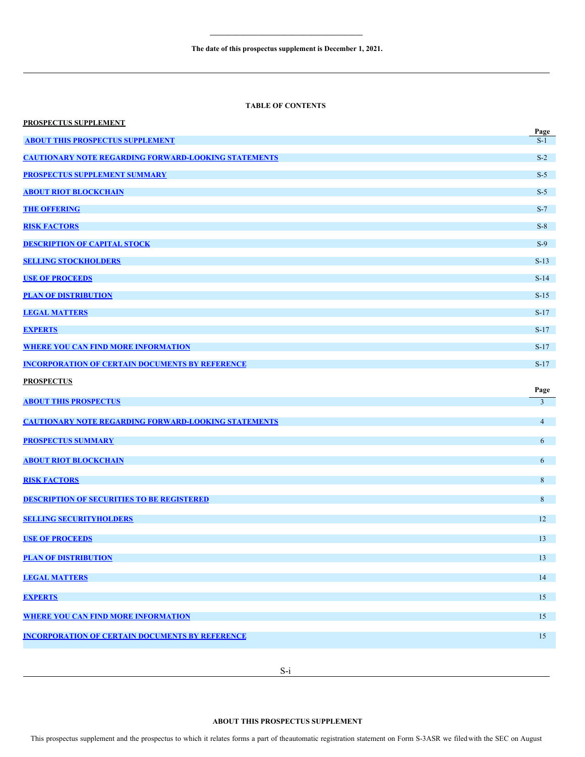**The date of this prospectus supplement is December 1, 2021.**

---

**TABLE OF CONTENTS**

**PROSPECTUS SUPPLEMENT**

| | Page |
|---|---|
| ABOUT THIS PROSPECTUS SUPPLEMENT | S-1 |
| CAUTIONARY NOTE REGARDING FORWARD-LOOKING STATEMENTS | S-2 |
| PROSPECTUS SUPPLEMENT SUMMARY | S-5 |
| ABOUT RIOT BLOCKCHAIN | S-5 |
| THE OFFERING | S-7 |
| RISK FACTORS | S-8 |
| DESCRIPTION OF CAPITAL STOCK | S-9 |
| SELLING STOCKHOLDERS | S-13 |
| USE OF PROCEEDS | S-14 |
| PLAN OF DISTRIBUTION | S-15 |
| LEGAL MATTERS | S-17 |
| EXPERTS | S-17 |
| WHERE YOU CAN FIND MORE INFORMATION | S-17 |
| INCORPORATION OF CERTAIN DOCUMENTS BY REFERENCE | S-17 |

**PROSPECTUS**

| | Page |
|---|---|
| ABOUT THIS PROSPECTUS | 3 |
| CAUTIONARY NOTE REGARDING FORWARD-LOOKING STATEMENTS | 4 |
| PROSPECTUS SUMMARY | 6 |
| ABOUT RIOT BLOCKCHAIN | 6 |
| RISK FACTORS | 8 |
| DESCRIPTION OF SECURITIES TO BE REGISTERED | 8 |
| SELLING SECURITYHOLDERS | 12 |
| USE OF PROCEEDS | 13 |
| PLAN OF DISTRIBUTION | 13 |
| LEGAL MATTERS | 14 |
| EXPERTS | 15 |
| WHERE YOU CAN FIND MORE INFORMATION | 15 |
| INCORPORATION OF CERTAIN DOCUMENTS BY REFERENCE | 15 |

---

**ABOUT THIS PROSPECTUS SUPPLEMENT**

This prospectus supplement and the prospectus to which it relates forms a part of the automatic registration statement on Form S-3ASR we filed with the SEC on August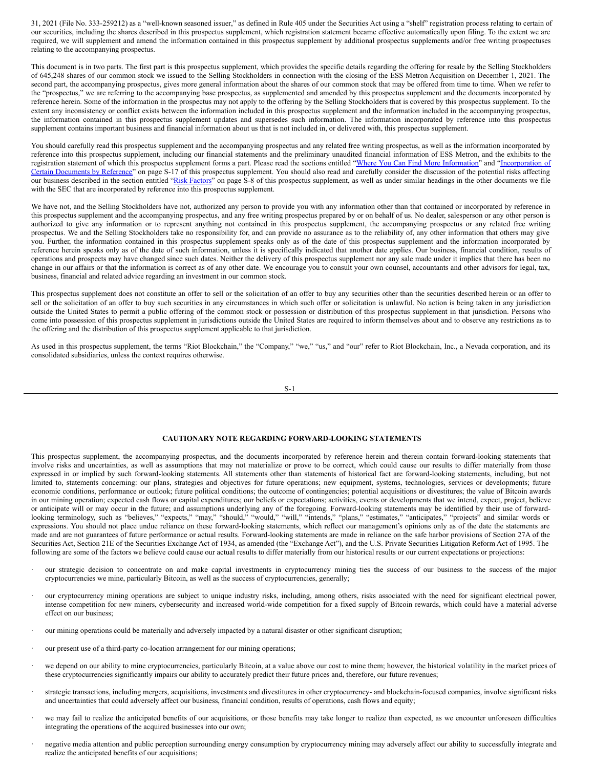31, 2021 (File No. 333-259212) as a "well-known seasoned issuer," as defined in Rule 405 under the Securities Act using a "shelf" registration process relating to certain of our securities, including the shares described in this prospectus supplement, which registration statement became effective automatically upon filing. To the extent we are required, we will supplement and amend the information contained in this prospectus supplement by additional prospectus supplements and/or free writing prospectuses relating to the accompanying prospectus.

This document is in two parts. The first part is this prospectus supplement, which provides the specific details regarding the offering for resale by the Selling Stockholders of 645,248 shares of our common stock we issued to the Selling Stockholders in connection with the closing of the ESS Metron Acquisition on December 1, 2021. The second part, the accompanying prospectus, gives more general information about the shares of our common stock that may be offered from time to time. When we refer to the "prospectus," we are referring to the accompanying base prospectus, as supplemented and amended by this prospectus supplement and the documents incorporated by reference herein. Some of the information in the prospectus may not apply to the offering by the Selling Stockholders that is covered by this prospectus supplement. To the extent any inconsistency or conflict exists between the information included in this prospectus supplement and the information included in the accompanying prospectus, the information contained in this prospectus supplement updates and supersedes such information. The information incorporated by reference into this prospectus supplement contains important business and financial information about us that is not included in, or delivered with, this prospectus supplement.

You should carefully read this prospectus supplement and the accompanying prospectus and any related free writing prospectus, as well as the information incorporated by reference into this prospectus supplement, including our financial statements and the preliminary unaudited financial information of ESS Metron, and the exhibits to the registration statement of which this prospectus supplement forms a part. Please read the sections entitled "Where You Can Find More Information" and "Incorporation of Certain Documents by Reference" on page S-17 of this prospectus supplement. You should also read and carefully consider the discussion of the potential risks affecting our business described in the section entitled "Risk Factors" on page S-8 of this prospectus supplement, as well as under similar headings in the other documents we file with the SEC that are incorporated by reference into this prospectus supplement.

We have not, and the Selling Stockholders have not, authorized any person to provide you with any information other than that contained or incorporated by reference in this prospectus supplement and the accompanying prospectus, and any free writing prospectus prepared by or on behalf of us. No dealer, salesperson or any other person is authorized to give any information or to represent anything not contained in this prospectus supplement, the accompanying prospectus or any related free writing prospectus. We and the Selling Stockholders take no responsibility for, and can provide no assurance as to the reliability of, any other information that others may give you. Further, the information contained in this prospectus supplement speaks only as of the date of this prospectus supplement and the information incorporated by reference herein speaks only as of the date of such information, unless it is specifically indicated that another date applies. Our business, financial condition, results of operations and prospects may have changed since such dates. Neither the delivery of this prospectus supplement nor any sale made under it implies that there has been no change in our affairs or that the information is correct as of any other date. We encourage you to consult your own counsel, accountants and other advisors for legal, tax, business, financial and related advice regarding an investment in our common stock.

This prospectus supplement does not constitute an offer to sell or the solicitation of an offer to buy any securities other than the securities described herein or an offer to sell or the solicitation of an offer to buy such securities in any circumstances in which such offer or solicitation is unlawful. No action is being taken in any jurisdiction outside the United States to permit a public offering of the common stock or possession or distribution of this prospectus supplement in that jurisdiction. Persons who come into possession of this prospectus supplement in jurisdictions outside the United States are required to inform themselves about and to observe any restrictions as to the offering and the distribution of this prospectus supplement applicable to that jurisdiction.

As used in this prospectus supplement, the terms "Riot Blockchain," the "Company," "we," "us," and "our" refer to Riot Blockchain, Inc., a Nevada corporation, and its consolidated subsidiaries, unless the context requires otherwise.

## CAUTIONARY NOTE REGARDING FORWARD-LOOKING STATEMENTS

This prospectus supplement, the accompanying prospectus, and the documents incorporated by reference herein and therein contain forward-looking statements that involve risks and uncertainties, as well as assumptions that may not materialize or prove to be correct, which could cause our results to differ materially from those expressed in or implied by such forward-looking statements. All statements other than statements of historical fact are forward-looking statements, including, but not limited to, statements concerning: our plans, strategies and objectives for future operations; new equipment, systems, technologies, services or developments; future economic conditions, performance or outlook; future political conditions; the outcome of contingencies; potential acquisitions or divestitures; the value of Bitcoin awards in our mining operation; expected cash flows or capital expenditures; our beliefs or expectations; activities, events or developments that we intend, expect, project, believe or anticipate will or may occur in the future; and assumptions underlying any of the foregoing. Forward-looking statements may be identified by their use of forward-looking terminology, such as "believes," "expects," "may," "should," "would," "will," "intends," "plans," "estimates," "anticipates," "projects" and similar words or expressions. You should not place undue reliance on these forward-looking statements, which reflect our management's opinions only as of the date the statements are made and are not guarantees of future performance or actual results. Forward-looking statements are made in reliance on the safe harbor provisions of Section 27A of the Securities Act, Section 21E of the Securities Exchange Act of 1934, as amended (the "Exchange Act"), and the U.S. Private Securities Litigation Reform Act of 1995. The following are some of the factors we believe could cause our actual results to differ materially from our historical results or our current expectations or projections:

- our strategic decision to concentrate on and make capital investments in cryptocurrency mining ties the success of our business to the success of the major cryptocurrencies we mine, particularly Bitcoin, as well as the success of cryptocurrencies, generally;
- our cryptocurrency mining operations are subject to unique industry risks, including, among others, risks associated with the need for significant electrical power, intense competition for new miners, cybersecurity and increased world-wide competition for a fixed supply of Bitcoin rewards, which could have a material adverse effect on our business;
- our mining operations could be materially and adversely impacted by a natural disaster or other significant disruption;
- our present use of a third-party co-location arrangement for our mining operations;
- we depend on our ability to mine cryptocurrencies, particularly Bitcoin, at a value above our cost to mine them; however, the historical volatility in the market prices of these cryptocurrencies significantly impairs our ability to accurately predict their future prices and, therefore, our future revenues;
- strategic transactions, including mergers, acquisitions, investments and divestitures in other cryptocurrency- and blockchain-focused companies, involve significant risks and uncertainties that could adversely affect our business, financial condition, results of operations, cash flows and equity;
- we may fail to realize the anticipated benefits of our acquisitions, or those benefits may take longer to realize than expected, as we encounter unforeseen difficulties integrating the operations of the acquired businesses into our own;
- negative media attention and public perception surrounding energy consumption by cryptocurrency mining may adversely affect our ability to successfully integrate and realize the anticipated benefits of our acquisitions;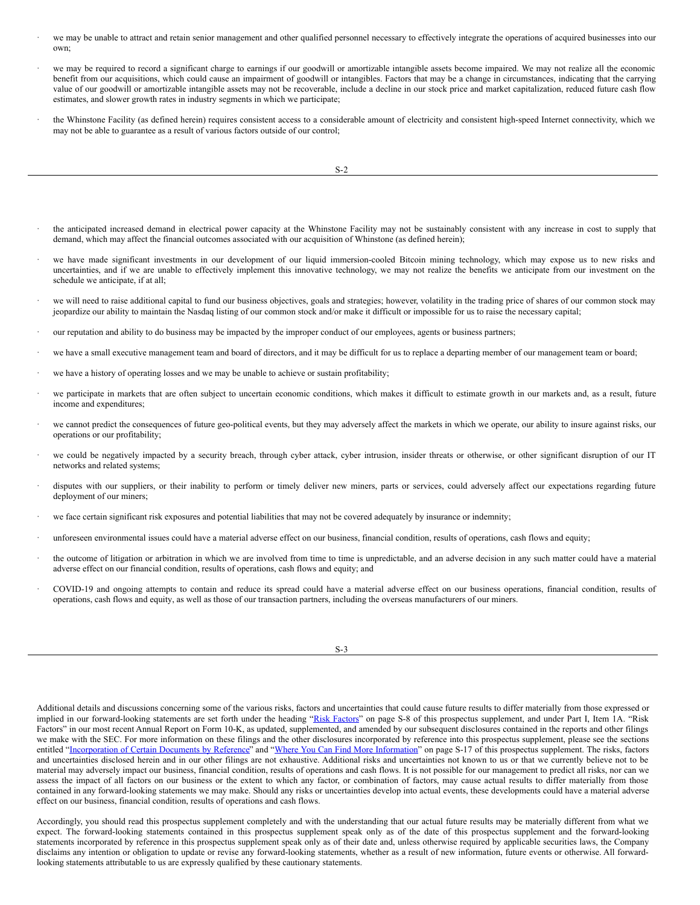- we may be unable to attract and retain senior management and other qualified personnel necessary to effectively integrate the operations of acquired businesses into our own;
- we may be required to record a significant charge to earnings if our goodwill or amortizable intangible assets become impaired. We may not realize all the economic benefit from our acquisitions, which could cause an impairment of goodwill or intangibles. Factors that may be a change in circumstances, indicating that the carrying value of our goodwill or amortizable intangible assets may not be recoverable, include a decline in our stock price and market capitalization, reduced future cash flow estimates, and slower growth rates in industry segments in which we participate;
- the Whinstone Facility (as defined herein) requires consistent access to a considerable amount of electricity and consistent high-speed Internet connectivity, which we may not be able to guarantee as a result of various factors outside of our control;
- the anticipated increased demand in electrical power capacity at the Whinstone Facility may not be sustainably consistent with any increase in cost to supply that demand, which may affect the financial outcomes associated with our acquisition of Whinstone (as defined herein);
- we have made significant investments in our development of our liquid immersion-cooled Bitcoin mining technology, which may expose us to new risks and uncertainties, and if we are unable to effectively implement this innovative technology, we may not realize the benefits we anticipate from our investment on the schedule we anticipate, if at all;
- we will need to raise additional capital to fund our business objectives, goals and strategies; however, volatility in the trading price of shares of our common stock may jeopardize our ability to maintain the Nasdaq listing of our common stock and/or make it difficult or impossible for us to raise the necessary capital;
- our reputation and ability to do business may be impacted by the improper conduct of our employees, agents or business partners;
- we have a small executive management team and board of directors, and it may be difficult for us to replace a departing member of our management team or board;
- we have a history of operating losses and we may be unable to achieve or sustain profitability;
- we participate in markets that are often subject to uncertain economic conditions, which makes it difficult to estimate growth in our markets and, as a result, future income and expenditures;
- we cannot predict the consequences of future geo-political events, but they may adversely affect the markets in which we operate, our ability to insure against risks, our operations or our profitability;
- we could be negatively impacted by a security breach, through cyber attack, cyber intrusion, insider threats or otherwise, or other significant disruption of our IT networks and related systems;
- disputes with our suppliers, or their inability to perform or timely deliver new miners, parts or services, could adversely affect our expectations regarding future deployment of our miners;
- we face certain significant risk exposures and potential liabilities that may not be covered adequately by insurance or indemnity;
- unforeseen environmental issues could have a material adverse effect on our business, financial condition, results of operations, cash flows and equity;
- the outcome of litigation or arbitration in which we are involved from time to time is unpredictable, and an adverse decision in any such matter could have a material adverse effect on our financial condition, results of operations, cash flows and equity; and
- COVID-19 and ongoing attempts to contain and reduce its spread could have a material adverse effect on our business operations, financial condition, results of operations, cash flows and equity, as well as those of our transaction partners, including the overseas manufacturers of our miners.

Additional details and discussions concerning some of the various risks, factors and uncertainties that could cause future results to differ materially from those expressed or implied in our forward-looking statements are set forth under the heading "Risk Factors" on page S-8 of this prospectus supplement, and under Part I, Item 1A. "Risk Factors" in our most recent Annual Report on Form 10-K, as updated, supplemented, and amended by our subsequent disclosures contained in the reports and other filings we make with the SEC. For more information on these filings and the other disclosures incorporated by reference into this prospectus supplement, please see the sections entitled "Incorporation of Certain Documents by Reference" and "Where You Can Find More Information" on page S-17 of this prospectus supplement. The risks, factors and uncertainties disclosed herein and in our other filings are not exhaustive. Additional risks and uncertainties not known to us or that we currently believe not to be material may adversely impact our business, financial condition, results of operations and cash flows. It is not possible for our management to predict all risks, nor can we assess the impact of all factors on our business or the extent to which any factor, or combination of factors, may cause actual results to differ materially from those contained in any forward-looking statements we may make. Should any risks or uncertainties develop into actual events, these developments could have a material adverse effect on our business, financial condition, results of operations and cash flows.

Accordingly, you should read this prospectus supplement completely and with the understanding that our actual future results may be materially different from what we expect. The forward-looking statements contained in this prospectus supplement speak only as of the date of this prospectus supplement and the forward-looking statements incorporated by reference in this prospectus supplement speak only as of their date and, unless otherwise required by applicable securities laws, the Company disclaims any intention or obligation to update or revise any forward-looking statements, whether as a result of new information, future events or otherwise. All forward-looking statements attributable to us are expressly qualified by these cautionary statements.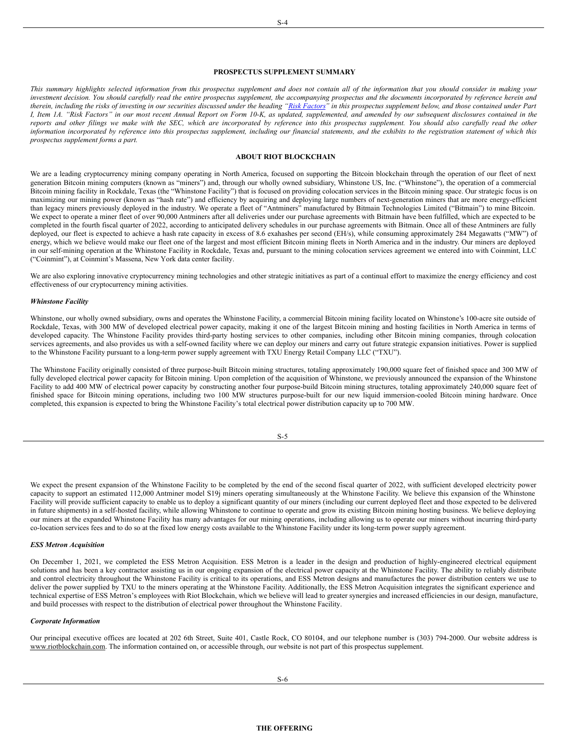## PROSPECTUS SUPPLEMENT SUMMARY

*This summary highlights selected information from this prospectus supplement and does not contain all of the information that you should consider in making your investment decision. You should carefully read the entire prospectus supplement, the accompanying prospectus and the documents incorporated by reference herein and therein, including the risks of investing in our securities discussed under the heading "Risk Factors" in this prospectus supplement below, and those contained under Part I, Item 1A. "Risk Factors" in our most recent Annual Report on Form 10-K, as updated, supplemented, and amended by our subsequent disclosures contained in the reports and other filings we make with the SEC, which are incorporated by reference into this prospectus supplement. You should also carefully read the other information incorporated by reference into this prospectus supplement, including our financial statements, and the exhibits to the registration statement of which this prospectus supplement forms a part.*

## ABOUT RIOT BLOCKCHAIN

We are a leading cryptocurrency mining company operating in North America, focused on supporting the Bitcoin blockchain through the operation of our fleet of next generation Bitcoin mining computers (known as "miners") and, through our wholly owned subsidiary, Whinstone US, Inc. ("Whinstone"), the operation of a commercial Bitcoin mining facility in Rockdale, Texas (the "Whinstone Facility") that is focused on providing colocation services in the Bitcoin mining space. Our strategic focus is on maximizing our mining power (known as "hash rate") and efficiency by acquiring and deploying large numbers of next-generation miners that are more energy-efficient than legacy miners previously deployed in the industry. We operate a fleet of "Antminers" manufactured by Bitmain Technologies Limited ("Bitmain") to mine Bitcoin. We expect to operate a miner fleet of over 90,000 Antminers after all deliveries under our purchase agreements with Bitmain have been fulfilled, which are expected to be completed in the fourth fiscal quarter of 2022, according to anticipated delivery schedules in our purchase agreements with Bitmain. Once all of these Antminers are fully deployed, our fleet is expected to achieve a hash rate capacity in excess of 8.6 exahashes per second (EH/s), while consuming approximately 284 Megawatts ("MW") of energy, which we believe would make our fleet one of the largest and most efficient Bitcoin mining fleets in North America and in the industry. Our miners are deployed in our self-mining operation at the Whinstone Facility in Rockdale, Texas and, pursuant to the mining colocation services agreement we entered into with Coinmint, LLC ("Coinmint"), at Coinmint's Massena, New York data center facility.

We are also exploring innovative cryptocurrency mining technologies and other strategic initiatives as part of a continual effort to maximize the energy efficiency and cost effectiveness of our cryptocurrency mining activities.

### *Whinstone Facility*

Whinstone, our wholly owned subsidiary, owns and operates the Whinstone Facility, a commercial Bitcoin mining facility located on Whinstone's 100-acre site outside of Rockdale, Texas, with 300 MW of developed electrical power capacity, making it one of the largest Bitcoin mining and hosting facilities in North America in terms of developed capacity. The Whinstone Facility provides third-party hosting services to other companies, including other Bitcoin mining companies, through colocation services agreements, and also provides us with a self-owned facility where we can deploy our miners and carry out future strategic expansion initiatives. Power is supplied to the Whinstone Facility pursuant to a long-term power supply agreement with TXU Energy Retail Company LLC ("TXU").

The Whinstone Facility originally consisted of three purpose-built Bitcoin mining structures, totaling approximately 190,000 square feet of finished space and 300 MW of fully developed electrical power capacity for Bitcoin mining. Upon completion of the acquisition of Whinstone, we previously announced the expansion of the Whinstone Facility to add 400 MW of electrical power capacity by constructing another four purpose-build Bitcoin mining structures, totaling approximately 240,000 square feet of finished space for Bitcoin mining operations, including two 100 MW structures purpose-built for our new liquid immersion-cooled Bitcoin mining hardware. Once completed, this expansion is expected to bring the Whinstone Facility's total electrical power distribution capacity up to 700 MW.

We expect the present expansion of the Whinstone Facility to be completed by the end of the second fiscal quarter of 2022, with sufficient developed electricity power capacity to support an estimated 112,000 Antminer model S19j miners operating simultaneously at the Whinstone Facility. We believe this expansion of the Whinstone Facility will provide sufficient capacity to enable us to deploy a significant quantity of our miners (including our current deployed fleet and those expected to be delivered in future shipments) in a self-hosted facility, while allowing Whinstone to continue to operate and grow its existing Bitcoin mining hosting business. We believe deploying our miners at the expanded Whinstone Facility has many advantages for our mining operations, including allowing us to operate our miners without incurring third-party co-location services fees and to do so at the fixed low energy costs available to the Whinstone Facility under its long-term power supply agreement.

### *ESS Metron Acquisition*

On December 1, 2021, we completed the ESS Metron Acquisition. ESS Metron is a leader in the design and production of highly-engineered electrical equipment solutions and has been a key contractor assisting us in our ongoing expansion of the electrical power capacity at the Whinstone Facility. The ability to reliably distribute and control electricity throughout the Whinstone Facility is critical to its operations, and ESS Metron designs and manufactures the power distribution centers we use to deliver the power supplied by TXU to the miners operating at the Whinstone Facility. Additionally, the ESS Metron Acquisition integrates the significant experience and technical expertise of ESS Metron's employees with Riot Blockchain, which we believe will lead to greater synergies and increased efficiencies in our design, manufacture, and build processes with respect to the distribution of electrical power throughout the Whinstone Facility.

### *Corporate Information*

Our principal executive offices are located at 202 6th Street, Suite 401, Castle Rock, CO 80104, and our telephone number is (303) 794-2000. Our website address is www.riotblockchain.com. The information contained on, or accessible through, our website is not part of this prospectus supplement.

## THE OFFERING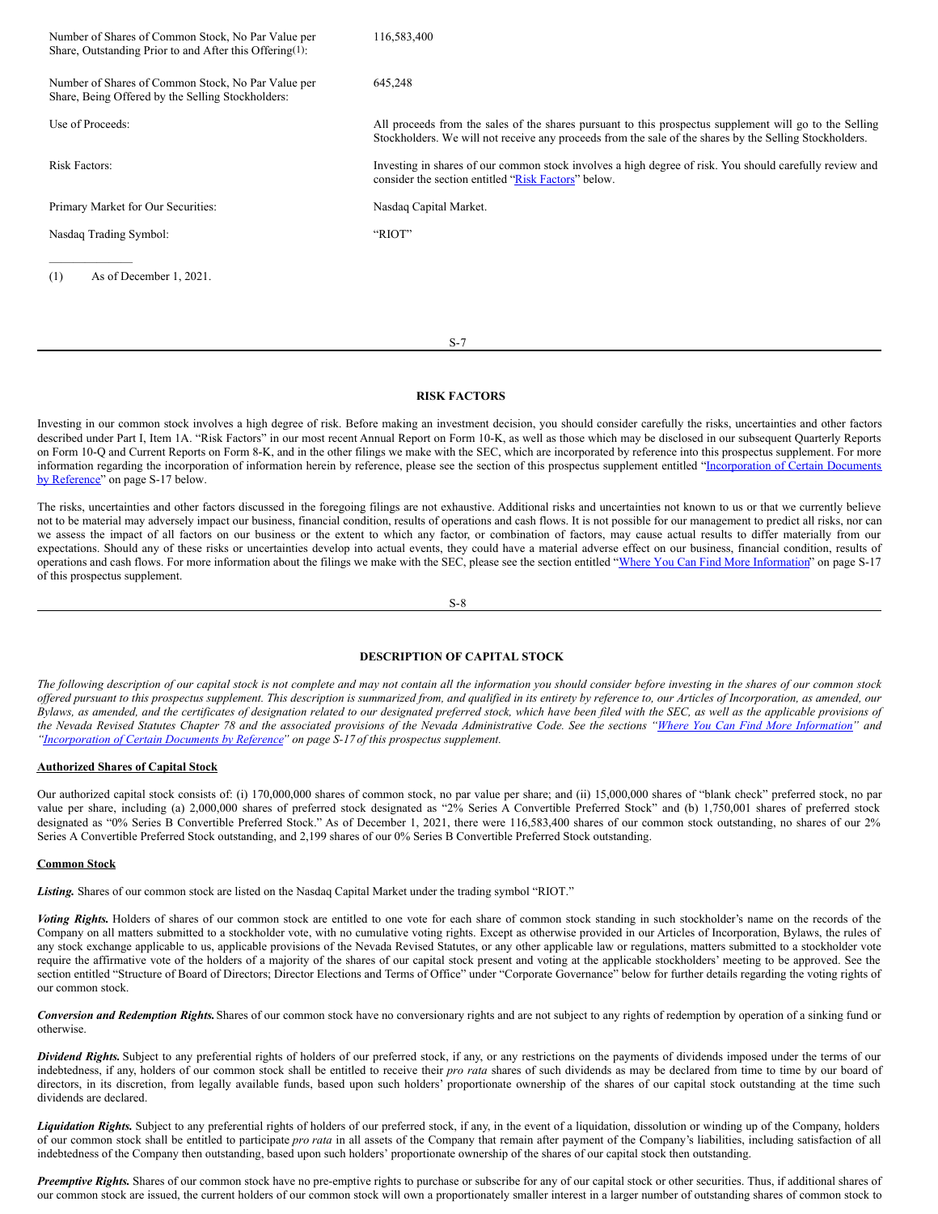| | |
|---|---|
| Number of Shares of Common Stock, No Par Value per Share, Outstanding Prior to and After this Offering(1): | 116,583,400 |
| Number of Shares of Common Stock, No Par Value per Share, Being Offered by the Selling Stockholders: | 645,248 |
| Use of Proceeds: | All proceeds from the sales of the shares pursuant to this prospectus supplement will go to the Selling Stockholders. We will not receive any proceeds from the sale of the shares by the Selling Stockholders. |
| Risk Factors: | Investing in shares of our common stock involves a high degree of risk. You should carefully review and consider the section entitled "Risk Factors" below. |
| Primary Market for Our Securities: | Nasdaq Capital Market. |
| Nasdaq Trading Symbol: | "RIOT" |

(1) As of December 1, 2021.

## RISK FACTORS

Investing in our common stock involves a high degree of risk. Before making an investment decision, you should consider carefully the risks, uncertainties and other factors described under Part I, Item 1A. "Risk Factors" in our most recent Annual Report on Form 10-K, as well as those which may be disclosed in our subsequent Quarterly Reports on Form 10-Q and Current Reports on Form 8-K, and in the other filings we make with the SEC, which are incorporated by reference into this prospectus supplement. For more information regarding the incorporation of information herein by reference, please see the section of this prospectus supplement entitled "Incorporation of Certain Documents by Reference" on page S-17 below.

The risks, uncertainties and other factors discussed in the foregoing filings are not exhaustive. Additional risks and uncertainties not known to us or that we currently believe not to be material may adversely impact our business, financial condition, results of operations and cash flows. It is not possible for our management to predict all risks, nor can we assess the impact of all factors on our business or the extent to which any factor, or combination of factors, may cause actual results to differ materially from our expectations. Should any of these risks or uncertainties develop into actual events, they could have a material adverse effect on our business, financial condition, results of operations and cash flows. For more information about the filings we make with the SEC, please see the section entitled "Where You Can Find More Information" on page S-17 of this prospectus supplement.

## DESCRIPTION OF CAPITAL STOCK

*The following description of our capital stock is not complete and may not contain all the information you should consider before investing in the shares of our common stock offered pursuant to this prospectus supplement. This description is summarized from, and qualified in its entirety by reference to, our Articles of Incorporation, as amended, our Bylaws, as amended, and the certificates of designation related to our designated preferred stock, which have been filed with the SEC, as well as the applicable provisions of the Nevada Revised Statutes Chapter 78 and the associated provisions of the Nevada Administrative Code. See the sections "Where You Can Find More Information" and "Incorporation of Certain Documents by Reference" on page S-17 of this prospectus supplement.*

### Authorized Shares of Capital Stock

Our authorized capital stock consists of: (i) 170,000,000 shares of common stock, no par value per share; and (ii) 15,000,000 shares of "blank check" preferred stock, no par value per share, including (a) 2,000,000 shares of preferred stock designated as "2% Series A Convertible Preferred Stock" and (b) 1,750,001 shares of preferred stock designated as "0% Series B Convertible Preferred Stock." As of December 1, 2021, there were 116,583,400 shares of our common stock outstanding, no shares of our 2% Series A Convertible Preferred Stock outstanding, and 2,199 shares of our 0% Series B Convertible Preferred Stock outstanding.

### Common Stock

***Listing.*** Shares of our common stock are listed on the Nasdaq Capital Market under the trading symbol "RIOT."

***Voting Rights.*** Holders of shares of our common stock are entitled to one vote for each share of common stock standing in such stockholder's name on the records of the Company on all matters submitted to a stockholder vote, with no cumulative voting rights. Except as otherwise provided in our Articles of Incorporation, Bylaws, the rules of any stock exchange applicable to us, applicable provisions of the Nevada Revised Statutes, or any other applicable law or regulations, matters submitted to a stockholder vote require the affirmative vote of the holders of a majority of the shares of our capital stock present and voting at the applicable stockholders' meeting to be approved. See the section entitled "Structure of Board of Directors; Director Elections and Terms of Office" under "Corporate Governance" below for further details regarding the voting rights of our common stock.

***Conversion and Redemption Rights.*** Shares of our common stock have no conversionary rights and are not subject to any rights of redemption by operation of a sinking fund or otherwise.

***Dividend Rights.*** Subject to any preferential rights of holders of our preferred stock, if any, or any restrictions on the payments of dividends imposed under the terms of our indebtedness, if any, holders of our common stock shall be entitled to receive their *pro rata* shares of such dividends as may be declared from time to time by our board of directors, in its discretion, from legally available funds, based upon such holders' proportionate ownership of the shares of our capital stock outstanding at the time such dividends are declared.

***Liquidation Rights.*** Subject to any preferential rights of holders of our preferred stock, if any, in the event of a liquidation, dissolution or winding up of the Company, holders of our common stock shall be entitled to participate *pro rata* in all assets of the Company that remain after payment of the Company's liabilities, including satisfaction of all indebtedness of the Company then outstanding, based upon such holders' proportionate ownership of the shares of our capital stock then outstanding.

***Preemptive Rights.*** Shares of our common stock have no pre-emptive rights to purchase or subscribe for any of our capital stock or other securities. Thus, if additional shares of our common stock are issued, the current holders of our common stock will own a proportionately smaller interest in a larger number of outstanding shares of common stock to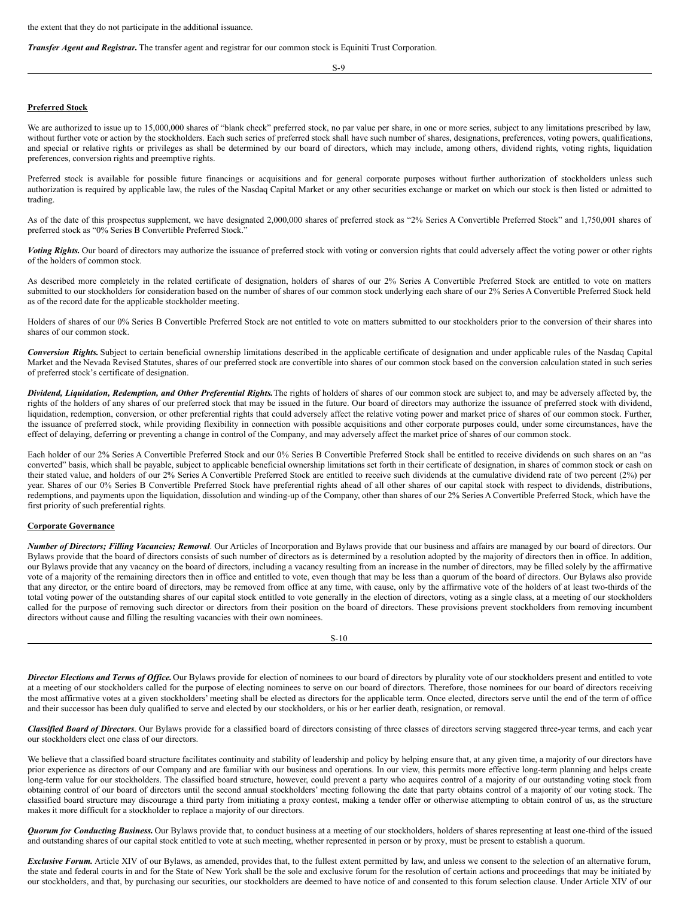the extent that they do not participate in the additional issuance.

***Transfer Agent and Registrar.*** The transfer agent and registrar for our common stock is Equiniti Trust Corporation.

**Preferred Stock**

We are authorized to issue up to 15,000,000 shares of "blank check" preferred stock, no par value per share, in one or more series, subject to any limitations prescribed by law, without further vote or action by the stockholders. Each such series of preferred stock shall have such number of shares, designations, preferences, voting powers, qualifications, and special or relative rights or privileges as shall be determined by our board of directors, which may include, among others, dividend rights, voting rights, liquidation preferences, conversion rights and preemptive rights.

Preferred stock is available for possible future financings or acquisitions and for general corporate purposes without further authorization of stockholders unless such authorization is required by applicable law, the rules of the Nasdaq Capital Market or any other securities exchange or market on which our stock is then listed or admitted to trading.

As of the date of this prospectus supplement, we have designated 2,000,000 shares of preferred stock as "2% Series A Convertible Preferred Stock" and 1,750,001 shares of preferred stock as "0% Series B Convertible Preferred Stock."

***Voting Rights.*** Our board of directors may authorize the issuance of preferred stock with voting or conversion rights that could adversely affect the voting power or other rights of the holders of common stock.

As described more completely in the related certificate of designation, holders of shares of our 2% Series A Convertible Preferred Stock are entitled to vote on matters submitted to our stockholders for consideration based on the number of shares of our common stock underlying each share of our 2% Series A Convertible Preferred Stock held as of the record date for the applicable stockholder meeting.

Holders of shares of our 0% Series B Convertible Preferred Stock are not entitled to vote on matters submitted to our stockholders prior to the conversion of their shares into shares of our common stock.

***Conversion Rights.*** Subject to certain beneficial ownership limitations described in the applicable certificate of designation and under applicable rules of the Nasdaq Capital Market and the Nevada Revised Statutes, shares of our preferred stock are convertible into shares of our common stock based on the conversion calculation stated in such series of preferred stock's certificate of designation.

***Dividend, Liquidation, Redemption, and Other Preferential Rights.*** The rights of holders of shares of our common stock are subject to, and may be adversely affected by, the rights of the holders of any shares of our preferred stock that may be issued in the future. Our board of directors may authorize the issuance of preferred stock with dividend, liquidation, redemption, conversion, or other preferential rights that could adversely affect the relative voting power and market price of shares of our common stock. Further, the issuance of preferred stock, while providing flexibility in connection with possible acquisitions and other corporate purposes could, under some circumstances, have the effect of delaying, deferring or preventing a change in control of the Company, and may adversely affect the market price of shares of our common stock.

Each holder of our 2% Series A Convertible Preferred Stock and our 0% Series B Convertible Preferred Stock shall be entitled to receive dividends on such shares on an "as converted" basis, which shall be payable, subject to applicable beneficial ownership limitations set forth in their certificate of designation, in shares of common stock or cash on their stated value, and holders of our 2% Series A Convertible Preferred Stock are entitled to receive such dividends at the cumulative dividend rate of two percent (2%) per year. Shares of our 0% Series B Convertible Preferred Stock have preferential rights ahead of all other shares of our capital stock with respect to dividends, distributions, redemptions, and payments upon the liquidation, dissolution and winding-up of the Company, other than shares of our 2% Series A Convertible Preferred Stock, which have the first priority of such preferential rights.

**Corporate Governance**

***Number of Directors; Filling Vacancies; Removal***. Our Articles of Incorporation and Bylaws provide that our business and affairs are managed by our board of directors. Our Bylaws provide that the board of directors consists of such number of directors as is determined by a resolution adopted by the majority of directors then in office. In addition, our Bylaws provide that any vacancy on the board of directors, including a vacancy resulting from an increase in the number of directors, may be filled solely by the affirmative vote of a majority of the remaining directors then in office and entitled to vote, even though that may be less than a quorum of the board of directors. Our Bylaws also provide that any director, or the entire board of directors, may be removed from office at any time, with cause, only by the affirmative vote of the holders of at least two-thirds of the total voting power of the outstanding shares of our capital stock entitled to vote generally in the election of directors, voting as a single class, at a meeting of our stockholders called for the purpose of removing such director or directors from their position on the board of directors. These provisions prevent stockholders from removing incumbent directors without cause and filling the resulting vacancies with their own nominees.

***Director Elections and Terms of Office.*** Our Bylaws provide for election of nominees to our board of directors by plurality vote of our stockholders present and entitled to vote at a meeting of our stockholders called for the purpose of electing nominees to serve on our board of directors. Therefore, those nominees for our board of directors receiving the most affirmative votes at a given stockholders' meeting shall be elected as directors for the applicable term. Once elected, directors serve until the end of the term of office and their successor has been duly qualified to serve and elected by our stockholders, or his or her earlier death, resignation, or removal.

***Classified Board of Directors***. Our Bylaws provide for a classified board of directors consisting of three classes of directors serving staggered three-year terms, and each year our stockholders elect one class of our directors.

We believe that a classified board structure facilitates continuity and stability of leadership and policy by helping ensure that, at any given time, a majority of our directors have prior experience as directors of our Company and are familiar with our business and operations. In our view, this permits more effective long-term planning and helps create long-term value for our stockholders. The classified board structure, however, could prevent a party who acquires control of a majority of our outstanding voting stock from obtaining control of our board of directors until the second annual stockholders' meeting following the date that party obtains control of a majority of our voting stock. The classified board structure may discourage a third party from initiating a proxy contest, making a tender offer or otherwise attempting to obtain control of us, as the structure makes it more difficult for a stockholder to replace a majority of our directors.

***Quorum for Conducting Business.*** Our Bylaws provide that, to conduct business at a meeting of our stockholders, holders of shares representing at least one-third of the issued and outstanding shares of our capital stock entitled to vote at such meeting, whether represented in person or by proxy, must be present to establish a quorum.

***Exclusive Forum.*** Article XIV of our Bylaws, as amended, provides that, to the fullest extent permitted by law, and unless we consent to the selection of an alternative forum, the state and federal courts in and for the State of New York shall be the sole and exclusive forum for the resolution of certain actions and proceedings that may be initiated by our stockholders, and that, by purchasing our securities, our stockholders are deemed to have notice of and consented to this forum selection clause. Under Article XIV of our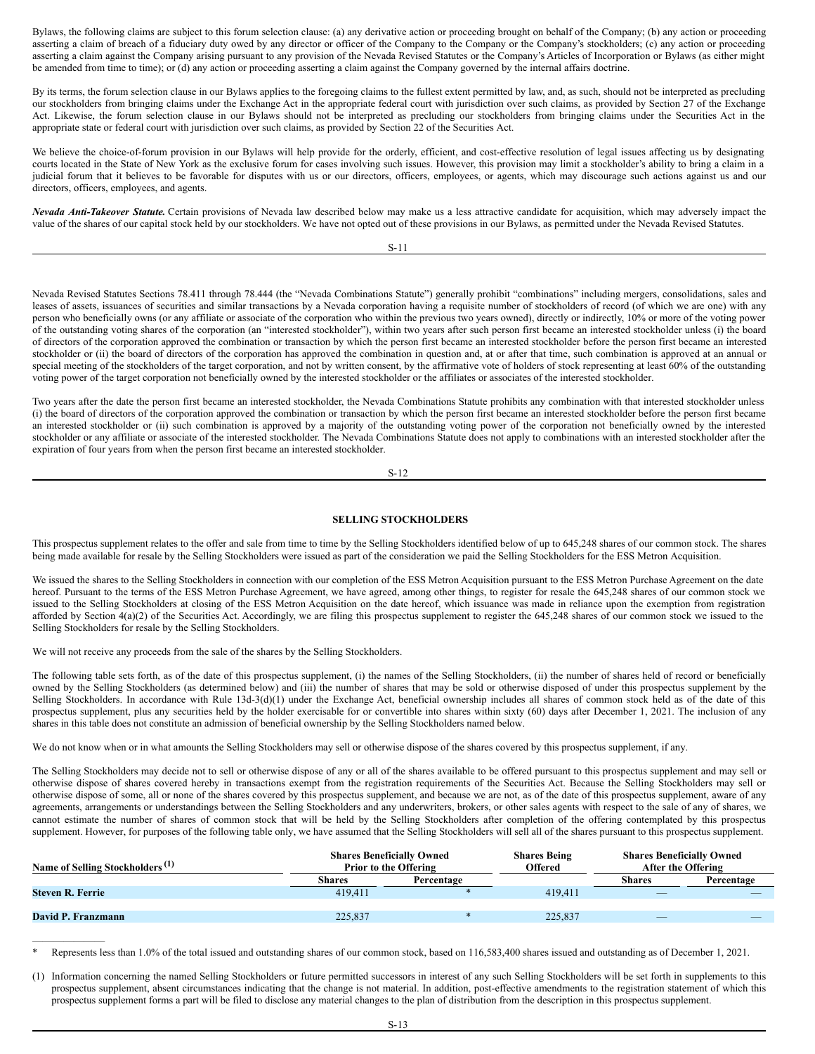Bylaws, the following claims are subject to this forum selection clause: (a) any derivative action or proceeding brought on behalf of the Company; (b) any action or proceeding asserting a claim of breach of a fiduciary duty owed by any director or officer of the Company to the Company or the Company's stockholders; (c) any action or proceeding asserting a claim against the Company arising pursuant to any provision of the Nevada Revised Statutes or the Company's Articles of Incorporation or Bylaws (as either might be amended from time to time); or (d) any action or proceeding asserting a claim against the Company governed by the internal affairs doctrine.

By its terms, the forum selection clause in our Bylaws applies to the foregoing claims to the fullest extent permitted by law, and, as such, should not be interpreted as precluding our stockholders from bringing claims under the Exchange Act in the appropriate federal court with jurisdiction over such claims, as provided by Section 27 of the Exchange Act. Likewise, the forum selection clause in our Bylaws should not be interpreted as precluding our stockholders from bringing claims under the Securities Act in the appropriate state or federal court with jurisdiction over such claims, as provided by Section 22 of the Securities Act.

We believe the choice-of-forum provision in our Bylaws will help provide for the orderly, efficient, and cost-effective resolution of legal issues affecting us by designating courts located in the State of New York as the exclusive forum for cases involving such issues. However, this provision may limit a stockholder's ability to bring a claim in a judicial forum that it believes to be favorable for disputes with us or our directors, officers, employees, or agents, which may discourage such actions against us and our directors, officers, employees, and agents.

***Nevada Anti-Takeover Statute.*** Certain provisions of Nevada law described below may make us a less attractive candidate for acquisition, which may adversely impact the value of the shares of our capital stock held by our stockholders. We have not opted out of these provisions in our Bylaws, as permitted under the Nevada Revised Statutes.

Nevada Revised Statutes Sections 78.411 through 78.444 (the "Nevada Combinations Statute") generally prohibit "combinations" including mergers, consolidations, sales and leases of assets, issuances of securities and similar transactions by a Nevada corporation having a requisite number of stockholders of record (of which we are one) with any person who beneficially owns (or any affiliate or associate of the corporation who within the previous two years owned), directly or indirectly, 10% or more of the voting power of the outstanding voting shares of the corporation (an "interested stockholder"), within two years after such person first became an interested stockholder unless (i) the board of directors of the corporation approved the combination or transaction by which the person first became an interested stockholder before the person first became an interested stockholder or (ii) the board of directors of the corporation has approved the combination in question and, at or after that time, such combination is approved at an annual or special meeting of the stockholders of the target corporation, and not by written consent, by the affirmative vote of holders of stock representing at least 60% of the outstanding voting power of the target corporation not beneficially owned by the interested stockholder or the affiliates or associates of the interested stockholder.

Two years after the date the person first became an interested stockholder, the Nevada Combinations Statute prohibits any combination with that interested stockholder unless (i) the board of directors of the corporation approved the combination or transaction by which the person first became an interested stockholder before the person first became an interested stockholder or (ii) such combination is approved by a majority of the outstanding voting power of the corporation not beneficially owned by the interested stockholder or any affiliate or associate of the interested stockholder. The Nevada Combinations Statute does not apply to combinations with an interested stockholder after the expiration of four years from when the person first became an interested stockholder.

## SELLING STOCKHOLDERS

This prospectus supplement relates to the offer and sale from time to time by the Selling Stockholders identified below of up to 645,248 shares of our common stock. The shares being made available for resale by the Selling Stockholders were issued as part of the consideration we paid the Selling Stockholders for the ESS Metron Acquisition.

We issued the shares to the Selling Stockholders in connection with our completion of the ESS Metron Acquisition pursuant to the ESS Metron Purchase Agreement on the date hereof. Pursuant to the terms of the ESS Metron Purchase Agreement, we have agreed, among other things, to register for resale the 645,248 shares of our common stock we issued to the Selling Stockholders at closing of the ESS Metron Acquisition on the date hereof, which issuance was made in reliance upon the exemption from registration afforded by Section 4(a)(2) of the Securities Act. Accordingly, we are filing this prospectus supplement to register the 645,248 shares of our common stock we issued to the Selling Stockholders for resale by the Selling Stockholders.

We will not receive any proceeds from the sale of the shares by the Selling Stockholders.

The following table sets forth, as of the date of this prospectus supplement, (i) the names of the Selling Stockholders, (ii) the number of shares held of record or beneficially owned by the Selling Stockholders (as determined below) and (iii) the number of shares that may be sold or otherwise disposed of under this prospectus supplement by the Selling Stockholders. In accordance with Rule 13d-3(d)(1) under the Exchange Act, beneficial ownership includes all shares of common stock held as of the date of this prospectus supplement, plus any securities held by the holder exercisable for or convertible into shares within sixty (60) days after December 1, 2021. The inclusion of any shares in this table does not constitute an admission of beneficial ownership by the Selling Stockholders named below.

We do not know when or in what amounts the Selling Stockholders may sell or otherwise dispose of the shares covered by this prospectus supplement, if any.

The Selling Stockholders may decide not to sell or otherwise dispose of any or all of the shares available to be offered pursuant to this prospectus supplement and may sell or otherwise dispose of shares covered hereby in transactions exempt from the registration requirements of the Securities Act. Because the Selling Stockholders may sell or otherwise dispose of some, all or none of the shares covered by this prospectus supplement, and because we are not, as of the date of this prospectus supplement, aware of any agreements, arrangements or understandings between the Selling Stockholders and any underwriters, brokers, or other sales agents with respect to the sale of any of shares, we cannot estimate the number of shares of common stock that will be held by the Selling Stockholders after completion of the offering contemplated by this prospectus supplement. However, for purposes of the following table only, we have assumed that the Selling Stockholders will sell all of the shares pursuant to this prospectus supplement.

| Name of Selling Stockholders (1) | Shares Beneficially Owned Prior to the Offering | | Shares Being Offered | Shares Beneficially Owned After the Offering | |
|---|---|---|---|---|---|
| | Shares | Percentage | | Shares | Percentage |
| **Steven R. Ferrie** | 419,411 | * | 419,411 | — | — |
| **David P. Franzmann** | 225,837 | * | 225,837 | — | — |

\* Represents less than 1.0% of the total issued and outstanding shares of our common stock, based on 116,583,400 shares issued and outstanding as of December 1, 2021.

(1) Information concerning the named Selling Stockholders or future permitted successors in interest of any such Selling Stockholders will be set forth in supplements to this prospectus supplement, absent circumstances indicating that the change is not material. In addition, post-effective amendments to the registration statement of which this prospectus supplement forms a part will be filed to disclose any material changes to the plan of distribution from the description in this prospectus supplement.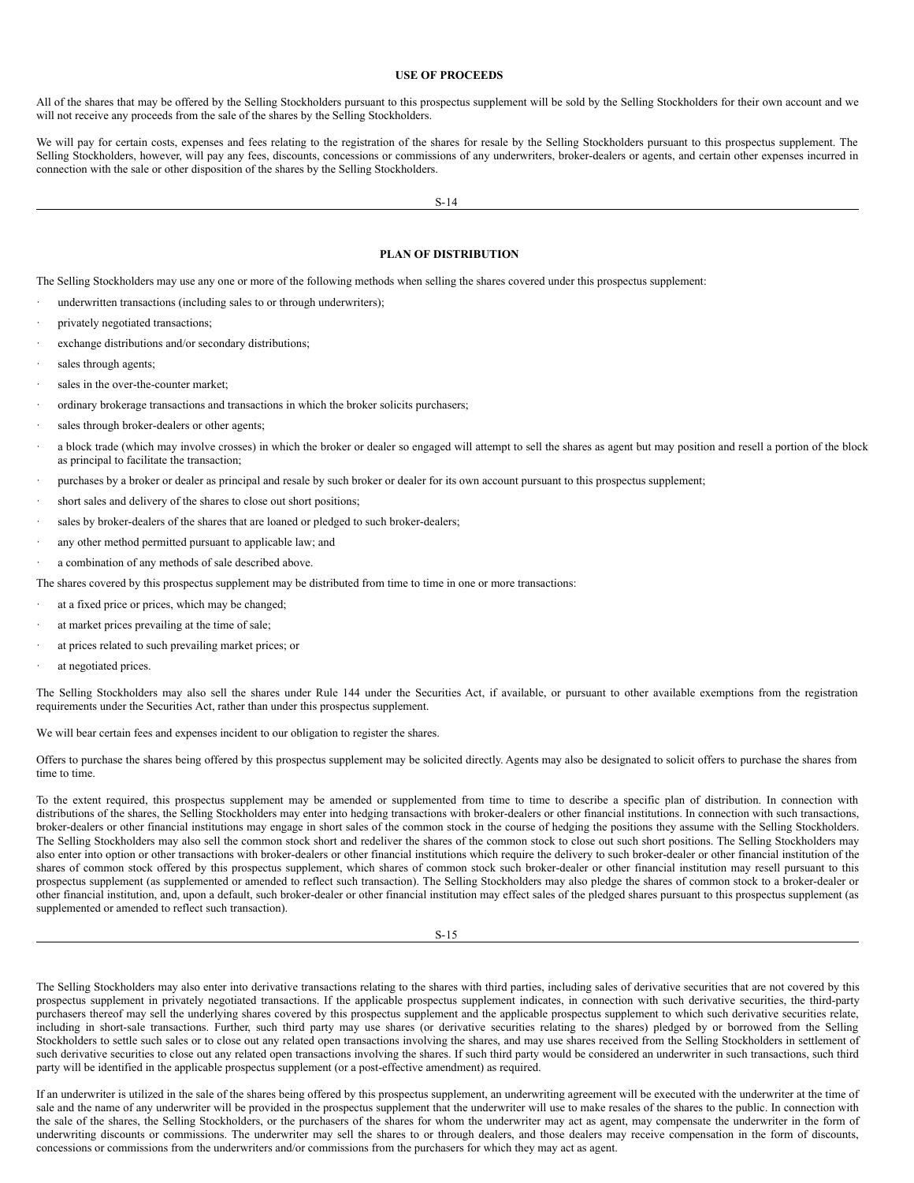## USE OF PROCEEDS

All of the shares that may be offered by the Selling Stockholders pursuant to this prospectus supplement will be sold by the Selling Stockholders for their own account and we will not receive any proceeds from the sale of the shares by the Selling Stockholders.

We will pay for certain costs, expenses and fees relating to the registration of the shares for resale by the Selling Stockholders pursuant to this prospectus supplement. The Selling Stockholders, however, will pay any fees, discounts, concessions or commissions of any underwriters, broker-dealers or agents, and certain other expenses incurred in connection with the sale or other disposition of the shares by the Selling Stockholders.

## PLAN OF DISTRIBUTION

The Selling Stockholders may use any one or more of the following methods when selling the shares covered under this prospectus supplement:

- underwritten transactions (including sales to or through underwriters);
- privately negotiated transactions;
- exchange distributions and/or secondary distributions;
- sales through agents;
- sales in the over-the-counter market;
- ordinary brokerage transactions and transactions in which the broker solicits purchasers;
- sales through broker-dealers or other agents;
- a block trade (which may involve crosses) in which the broker or dealer so engaged will attempt to sell the shares as agent but may position and resell a portion of the block as principal to facilitate the transaction;
- purchases by a broker or dealer as principal and resale by such broker or dealer for its own account pursuant to this prospectus supplement;
- short sales and delivery of the shares to close out short positions;
- sales by broker-dealers of the shares that are loaned or pledged to such broker-dealers;
- any other method permitted pursuant to applicable law; and
- a combination of any methods of sale described above.

The shares covered by this prospectus supplement may be distributed from time to time in one or more transactions:

- at a fixed price or prices, which may be changed;
- at market prices prevailing at the time of sale;
- at prices related to such prevailing market prices; or
- at negotiated prices.

The Selling Stockholders may also sell the shares under Rule 144 under the Securities Act, if available, or pursuant to other available exemptions from the registration requirements under the Securities Act, rather than under this prospectus supplement.

We will bear certain fees and expenses incident to our obligation to register the shares.

Offers to purchase the shares being offered by this prospectus supplement may be solicited directly. Agents may also be designated to solicit offers to purchase the shares from time to time.

To the extent required, this prospectus supplement may be amended or supplemented from time to time to describe a specific plan of distribution. In connection with distributions of the shares, the Selling Stockholders may enter into hedging transactions with broker-dealers or other financial institutions. In connection with such transactions, broker-dealers or other financial institutions may engage in short sales of the common stock in the course of hedging the positions they assume with the Selling Stockholders. The Selling Stockholders may also sell the common stock short and redeliver the shares of the common stock to close out such short positions. The Selling Stockholders may also enter into option or other transactions with broker-dealers or other financial institutions which require the delivery to such broker-dealer or other financial institution of the shares of common stock offered by this prospectus supplement, which shares of common stock such broker-dealer or other financial institution may resell pursuant to this prospectus supplement (as supplemented or amended to reflect such transaction). The Selling Stockholders may also pledge the shares of common stock to a broker-dealer or other financial institution, and, upon a default, such broker-dealer or other financial institution may effect sales of the pledged shares pursuant to this prospectus supplement (as supplemented or amended to reflect such transaction).

The Selling Stockholders may also enter into derivative transactions relating to the shares with third parties, including sales of derivative securities that are not covered by this prospectus supplement in privately negotiated transactions. If the applicable prospectus supplement indicates, in connection with such derivative securities, the third-party purchasers thereof may sell the underlying shares covered by this prospectus supplement and the applicable prospectus supplement to which such derivative securities relate, including in short-sale transactions. Further, such third party may use shares (or derivative securities relating to the shares) pledged by or borrowed from the Selling Stockholders to settle such sales or to close out any related open transactions involving the shares, and may use shares received from the Selling Stockholders in settlement of such derivative securities to close out any related open transactions involving the shares. If such third party would be considered an underwriter in such transactions, such third party will be identified in the applicable prospectus supplement (or a post-effective amendment) as required.

If an underwriter is utilized in the sale of the shares being offered by this prospectus supplement, an underwriting agreement will be executed with the underwriter at the time of sale and the name of any underwriter will be provided in the prospectus supplement that the underwriter will use to make resales of the shares to the public. In connection with the sale of the shares, the Selling Stockholders, or the purchasers of the shares for whom the underwriter may act as agent, may compensate the underwriter in the form of underwriting discounts or commissions. The underwriter may sell the shares to or through dealers, and those dealers may receive compensation in the form of discounts, concessions or commissions from the underwriters and/or commissions from the purchasers for which they may act as agent.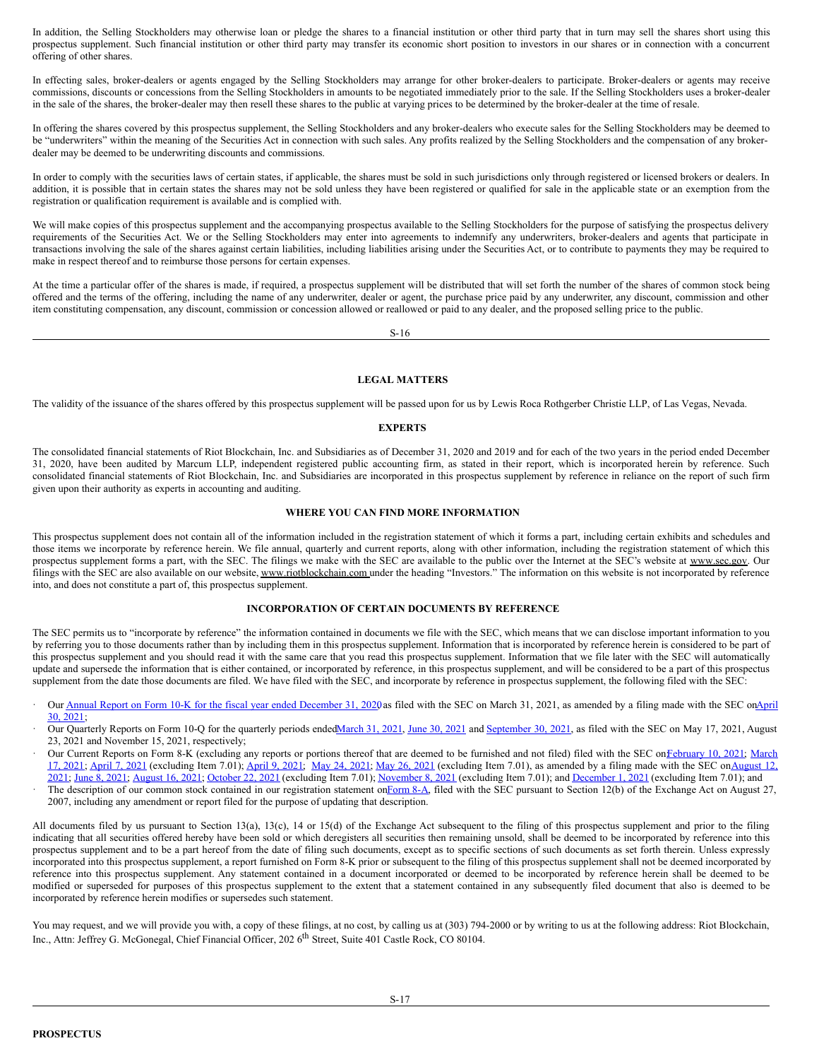In addition, the Selling Stockholders may otherwise loan or pledge the shares to a financial institution or other third party that in turn may sell the shares short using this prospectus supplement. Such financial institution or other third party may transfer its economic short position to investors in our shares or in connection with a concurrent offering of other shares.

In effecting sales, broker-dealers or agents engaged by the Selling Stockholders may arrange for other broker-dealers to participate. Broker-dealers or agents may receive commissions, discounts or concessions from the Selling Stockholders in amounts to be negotiated immediately prior to the sale. If the Selling Stockholders uses a broker-dealer in the sale of the shares, the broker-dealer may then resell these shares to the public at varying prices to be determined by the broker-dealer at the time of resale.

In offering the shares covered by this prospectus supplement, the Selling Stockholders and any broker-dealers who execute sales for the Selling Stockholders may be deemed to be "underwriters" within the meaning of the Securities Act in connection with such sales. Any profits realized by the Selling Stockholders and the compensation of any broker-dealer may be deemed to be underwriting discounts and commissions.

In order to comply with the securities laws of certain states, if applicable, the shares must be sold in such jurisdictions only through registered or licensed brokers or dealers. In addition, it is possible that in certain states the shares may not be sold unless they have been registered or qualified for sale in the applicable state or an exemption from the registration or qualification requirement is available and is complied with.

We will make copies of this prospectus supplement and the accompanying prospectus available to the Selling Stockholders for the purpose of satisfying the prospectus delivery requirements of the Securities Act. We or the Selling Stockholders may enter into agreements to indemnify any underwriters, broker-dealers and agents that participate in transactions involving the sale of the shares against certain liabilities, including liabilities arising under the Securities Act, or to contribute to payments they may be required to make in respect thereof and to reimburse those persons for certain expenses.

At the time a particular offer of the shares is made, if required, a prospectus supplement will be distributed that will set forth the number of the shares of common stock being offered and the terms of the offering, including the name of any underwriter, dealer or agent, the purchase price paid by any underwriter, any discount, commission and other item constituting compensation, any discount, commission or concession allowed or reallowed or paid to any dealer, and the proposed selling price to the public.

## LEGAL MATTERS

The validity of the issuance of the shares offered by this prospectus supplement will be passed upon for us by Lewis Roca Rothgerber Christie LLP, of Las Vegas, Nevada.

## EXPERTS

The consolidated financial statements of Riot Blockchain, Inc. and Subsidiaries as of December 31, 2020 and 2019 and for each of the two years in the period ended December 31, 2020, have been audited by Marcum LLP, independent registered public accounting firm, as stated in their report, which is incorporated herein by reference. Such consolidated financial statements of Riot Blockchain, Inc. and Subsidiaries are incorporated in this prospectus supplement by reference in reliance on the report of such firm given upon their authority as experts in accounting and auditing.

## WHERE YOU CAN FIND MORE INFORMATION

This prospectus supplement does not contain all of the information included in the registration statement of which it forms a part, including certain exhibits and schedules and those items we incorporate by reference herein. We file annual, quarterly and current reports, along with other information, including the registration statement of which this prospectus supplement forms a part, with the SEC. The filings we make with the SEC are available to the public over the Internet at the SEC's website at www.sec.gov. Our filings with the SEC are also available on our website, www.riotblockchain.com under the heading "Investors." The information on this website is not incorporated by reference into, and does not constitute a part of, this prospectus supplement.

## INCORPORATION OF CERTAIN DOCUMENTS BY REFERENCE

The SEC permits us to "incorporate by reference" the information contained in documents we file with the SEC, which means that we can disclose important information to you by referring you to those documents rather than by including them in this prospectus supplement. Information that is incorporated by reference herein is considered to be part of this prospectus supplement and you should read it with the same care that you read this prospectus supplement. Information that we file later with the SEC will automatically update and supersede the information that is either contained, or incorporated by reference, in this prospectus supplement, and will be considered to be a part of this prospectus supplement from the date those documents are filed. We have filed with the SEC, and incorporate by reference in prospectus supplement, the following filed with the SEC:

- Our Annual Report on Form 10-K for the fiscal year ended December 31, 2020 as filed with the SEC on March 31, 2021, as amended by a filing made with the SEC on April 30, 2021;
- Our Quarterly Reports on Form 10-Q for the quarterly periods ended March 31, 2021, June 30, 2021 and September 30, 2021, as filed with the SEC on May 17, 2021, August 23, 2021 and November 15, 2021, respectively;
- Our Current Reports on Form 8-K (excluding any reports or portions thereof that are deemed to be furnished and not filed) filed with the SEC on February 10, 2021; March 17, 2021; April 7, 2021 (excluding Item 7.01); April 9, 2021; May 24, 2021; May 26, 2021 (excluding Item 7.01), as amended by a filing made with the SEC on August 12, 2021; June 8, 2021; August 16, 2021; October 22, 2021 (excluding Item 7.01); November 8, 2021 (excluding Item 7.01); and December 1, 2021 (excluding Item 7.01); and
- The description of our common stock contained in our registration statement on Form 8-A, filed with the SEC pursuant to Section 12(b) of the Exchange Act on August 27, 2007, including any amendment or report filed for the purpose of updating that description.

All documents filed by us pursuant to Section 13(a), 13(c), 14 or 15(d) of the Exchange Act subsequent to the filing of this prospectus supplement and prior to the filing indicating that all securities offered hereby have been sold or which deregisters all securities then remaining unsold, shall be deemed to be incorporated by reference into this prospectus supplement and to be a part hereof from the date of filing such documents, except as to specific sections of such documents as set forth therein. Unless expressly incorporated into this prospectus supplement, a report furnished on Form 8-K prior or subsequent to the filing of this prospectus supplement shall not be deemed incorporated by reference into this prospectus supplement. Any statement contained in a document incorporated or deemed to be incorporated by reference herein shall be deemed to be modified or superseded for purposes of this prospectus supplement to the extent that a statement contained in any subsequently filed document that also is deemed to be incorporated by reference herein modifies or supersedes such statement.

You may request, and we will provide you with, a copy of these filings, at no cost, by calling us at (303) 794-2000 or by writing to us at the following address: Riot Blockchain, Inc., Attn: Jeffrey G. McGonegal, Chief Financial Officer, 202 6th Street, Suite 401 Castle Rock, CO 80104.

**PROSPECTUS**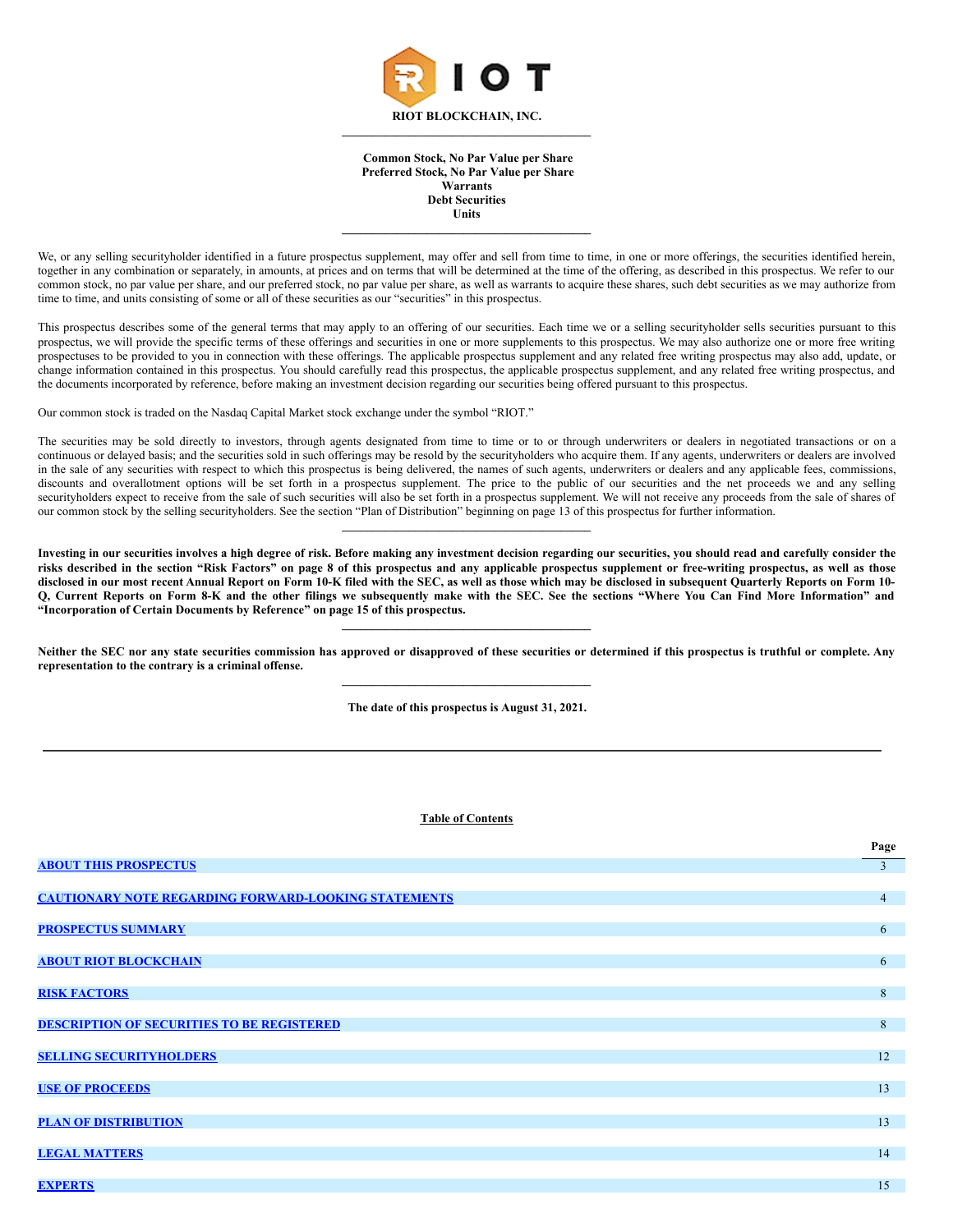**RIOT BLOCKCHAIN, INC.**

---

**Common Stock, No Par Value per Share**
**Preferred Stock, No Par Value per Share**
**Warrants**
**Debt Securities**
**Units**

---

We, or any selling securityholder identified in a future prospectus supplement, may offer and sell from time to time, in one or more offerings, the securities identified herein, together in any combination or separately, in amounts, at prices and on terms that will be determined at the time of the offering, as described in this prospectus. We refer to our common stock, no par value per share, and our preferred stock, no par value per share, as well as warrants to acquire these shares, such debt securities as we may authorize from time to time, and units consisting of some or all of these securities as our "securities" in this prospectus.

This prospectus describes some of the general terms that may apply to an offering of our securities. Each time we or a selling securityholder sells securities pursuant to this prospectus, we will provide the specific terms of these offerings and securities in one or more supplements to this prospectus. We may also authorize one or more free writing prospectuses to be provided to you in connection with these offerings. The applicable prospectus supplement and any related free writing prospectus may also add, update, or change information contained in this prospectus. You should carefully read this prospectus, the applicable prospectus supplement, and any related free writing prospectus, and the documents incorporated by reference, before making an investment decision regarding our securities being offered pursuant to this prospectus.

Our common stock is traded on the Nasdaq Capital Market stock exchange under the symbol "RIOT."

The securities may be sold directly to investors, through agents designated from time to time or to or through underwriters or dealers in negotiated transactions or on a continuous or delayed basis; and the securities sold in such offerings may be resold by the securityholders who acquire them. If any agents, underwriters or dealers are involved in the sale of any securities with respect to which this prospectus is being delivered, the names of such agents, underwriters or dealers and any applicable fees, commissions, discounts and overallotment options will be set forth in a prospectus supplement. The price to the public of our securities and the net proceeds we and any selling securityholders expect to receive from the sale of such securities will also be set forth in a prospectus supplement. We will not receive any proceeds from the sale of shares of our common stock by the selling securityholders. See the section "Plan of Distribution" beginning on page 13 of this prospectus for further information.

---

**Investing in our securities involves a high degree of risk. Before making any investment decision regarding our securities, you should read and carefully consider the risks described in the section "Risk Factors" on page 8 of this prospectus and any applicable prospectus supplement or free-writing prospectus, as well as those disclosed in our most recent Annual Report on Form 10-K filed with the SEC, as well as those which may be disclosed in subsequent Quarterly Reports on Form 10-Q, Current Reports on Form 8-K and the other filings we subsequently make with the SEC. See the sections "Where You Can Find More Information" and "Incorporation of Certain Documents by Reference" on page 15 of this prospectus.**

---

**Neither the SEC nor any state securities commission has approved or disapproved of these securities or determined if this prospectus is truthful or complete. Any representation to the contrary is a criminal offense.**

---

**The date of this prospectus is August 31, 2021.**

---

**Table of Contents**

| | Page |
|---|---|
| ABOUT THIS PROSPECTUS | 3 |
| CAUTIONARY NOTE REGARDING FORWARD-LOOKING STATEMENTS | 4 |
| PROSPECTUS SUMMARY | 6 |
| ABOUT RIOT BLOCKCHAIN | 6 |
| RISK FACTORS | 8 |
| DESCRIPTION OF SECURITIES TO BE REGISTERED | 8 |
| SELLING SECURITYHOLDERS | 12 |
| USE OF PROCEEDS | 13 |
| PLAN OF DISTRIBUTION | 13 |
| LEGAL MATTERS | 14 |
| EXPERTS | 15 |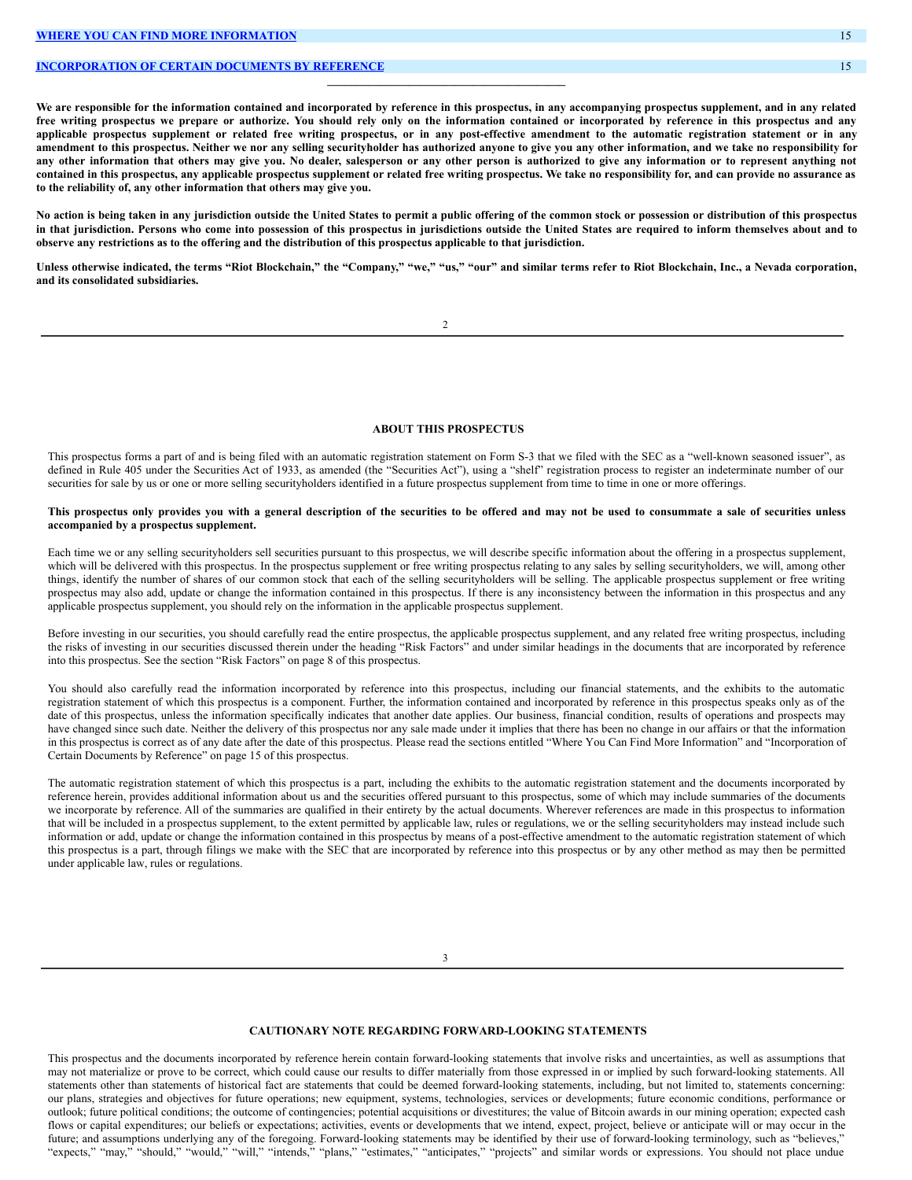| [WHERE YOU CAN FIND MORE INFORMATION](#) | 15 |
| --- | --- |
| [INCORPORATION OF CERTAIN DOCUMENTS BY REFERENCE](#) | 15 |

---

**We are responsible for the information contained and incorporated by reference in this prospectus, in any accompanying prospectus supplement, and in any related free writing prospectus we prepare or authorize. You should rely only on the information contained or incorporated by reference in this prospectus and any applicable prospectus supplement or related free writing prospectus, or in any post-effective amendment to the automatic registration statement or in any amendment to this prospectus. Neither we nor any selling securityholder has authorized anyone to give you any other information, and we take no responsibility for any other information that others may give you. No dealer, salesperson or any other person is authorized to give any information or to represent anything not contained in this prospectus, any applicable prospectus supplement or related free writing prospectus. We take no responsibility for, and can provide no assurance as to the reliability of, any other information that others may give you.**

**No action is being taken in any jurisdiction outside the United States to permit a public offering of the common stock or possession or distribution of this prospectus in that jurisdiction. Persons who come into possession of this prospectus in jurisdictions outside the United States are required to inform themselves about and to observe any restrictions as to the offering and the distribution of this prospectus applicable to that jurisdiction.**

**Unless otherwise indicated, the terms "Riot Blockchain," the "Company," "we," "us," "our" and similar terms refer to Riot Blockchain, Inc., a Nevada corporation, and its consolidated subsidiaries.**

## ABOUT THIS PROSPECTUS

This prospectus forms a part of and is being filed with an automatic registration statement on Form S-3 that we filed with the SEC as a "well-known seasoned issuer", as defined in Rule 405 under the Securities Act of 1933, as amended (the "Securities Act"), using a "shelf" registration process to register an indeterminate number of our securities for sale by us or one or more selling securityholders identified in a future prospectus supplement from time to time in one or more offerings.

**This prospectus only provides you with a general description of the securities to be offered and may not be used to consummate a sale of securities unless accompanied by a prospectus supplement.**

Each time we or any selling securityholders sell securities pursuant to this prospectus, we will describe specific information about the offering in a prospectus supplement, which will be delivered with this prospectus. In the prospectus supplement or free writing prospectus relating to any sales by selling securityholders, we will, among other things, identify the number of shares of our common stock that each of the selling securityholders will be selling. The applicable prospectus supplement or free writing prospectus may also add, update or change the information contained in this prospectus. If there is any inconsistency between the information in this prospectus and any applicable prospectus supplement, you should rely on the information in the applicable prospectus supplement.

Before investing in our securities, you should carefully read the entire prospectus, the applicable prospectus supplement, and any related free writing prospectus, including the risks of investing in our securities discussed therein under the heading "Risk Factors" and under similar headings in the documents that are incorporated by reference into this prospectus. See the section "Risk Factors" on page 8 of this prospectus.

You should also carefully read the information incorporated by reference into this prospectus, including our financial statements, and the exhibits to the automatic registration statement of which this prospectus is a component. Further, the information contained and incorporated by reference in this prospectus speaks only as of the date of this prospectus, unless the information specifically indicates that another date applies. Our business, financial condition, results of operations and prospects may have changed since such date. Neither the delivery of this prospectus nor any sale made under it implies that there has been no change in our affairs or that the information in this prospectus is correct as of any date after the date of this prospectus. Please read the sections entitled "Where You Can Find More Information" and "Incorporation of Certain Documents by Reference" on page 15 of this prospectus.

The automatic registration statement of which this prospectus is a part, including the exhibits to the automatic registration statement and the documents incorporated by reference herein, provides additional information about us and the securities offered pursuant to this prospectus, some of which may include summaries of the documents we incorporate by reference. All of the summaries are qualified in their entirety by the actual documents. Wherever references are made in this prospectus to information that will be included in a prospectus supplement, to the extent permitted by applicable law, rules or regulations, we or the selling securityholders may instead include such information or add, update or change the information contained in this prospectus by means of a post-effective amendment to the automatic registration statement of which this prospectus is a part, through filings we make with the SEC that are incorporated by reference into this prospectus or by any other method as may then be permitted under applicable law, rules or regulations.

## CAUTIONARY NOTE REGARDING FORWARD-LOOKING STATEMENTS

This prospectus and the documents incorporated by reference herein contain forward-looking statements that involve risks and uncertainties, as well as assumptions that may not materialize or prove to be correct, which could cause our results to differ materially from those expressed in or implied by such forward-looking statements. All statements other than statements of historical fact are statements that could be deemed forward-looking statements, including, but not limited to, statements concerning: our plans, strategies and objectives for future operations; new equipment, systems, technologies, services or developments; future economic conditions, performance or outlook; future political conditions; the outcome of contingencies; potential acquisitions or divestitures; the value of Bitcoin awards in our mining operation; expected cash flows or capital expenditures; our beliefs or expectations; activities, events or developments that we intend, expect, project, believe or anticipate will or may occur in the future; and assumptions underlying any of the foregoing. Forward-looking statements may be identified by their use of forward-looking terminology, such as "believes," "expects," "may," "should," "would," "will," "intends," "plans," "estimates," "anticipates," "projects" and similar words or expressions. You should not place undue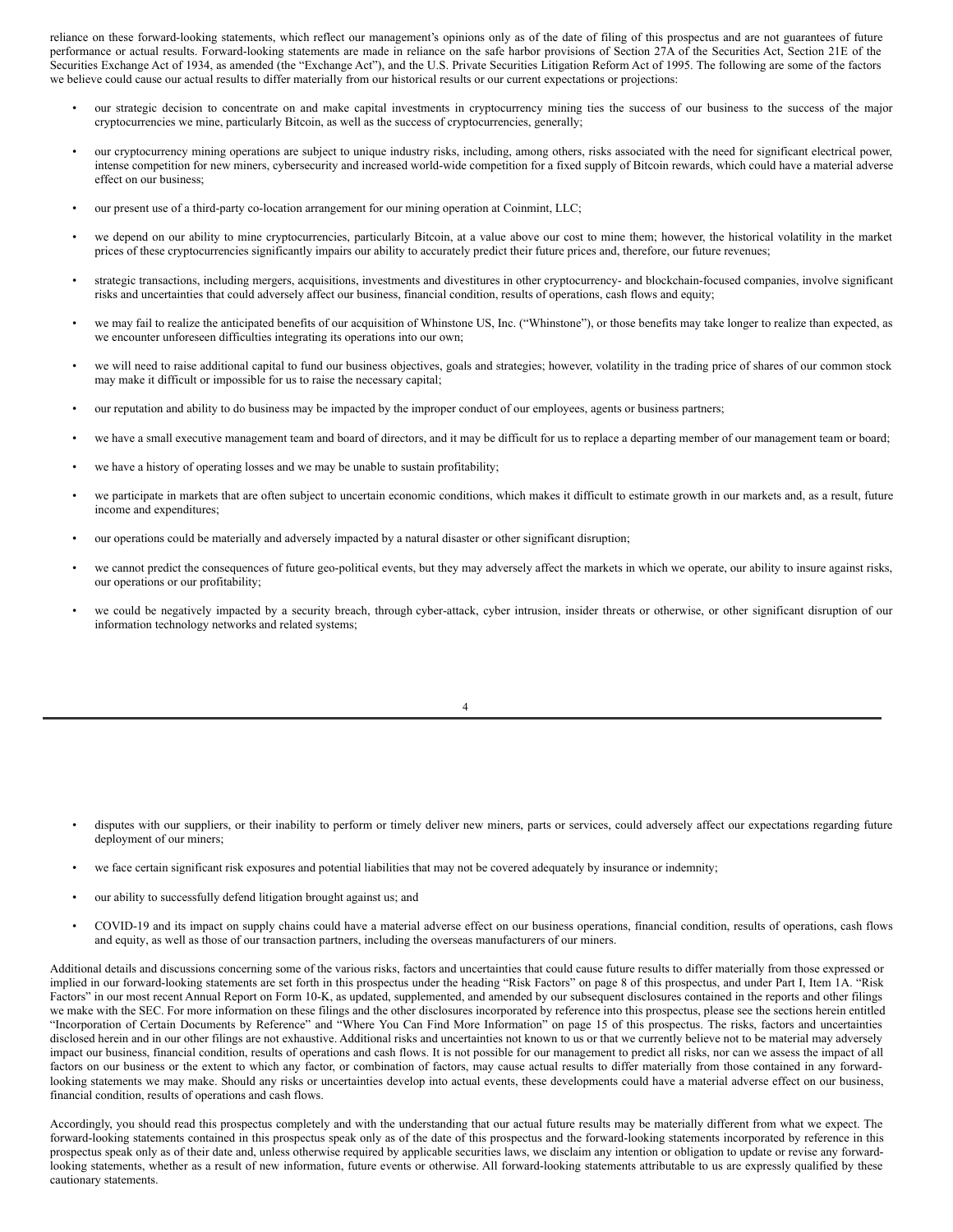reliance on these forward-looking statements, which reflect our management's opinions only as of the date of filing of this prospectus and are not guarantees of future performance or actual results. Forward-looking statements are made in reliance on the safe harbor provisions of Section 27A of the Securities Act, Section 21E of the Securities Exchange Act of 1934, as amended (the "Exchange Act"), and the U.S. Private Securities Litigation Reform Act of 1995. The following are some of the factors we believe could cause our actual results to differ materially from our historical results or our current expectations or projections:

- our strategic decision to concentrate on and make capital investments in cryptocurrency mining ties the success of our business to the success of the major cryptocurrencies we mine, particularly Bitcoin, as well as the success of cryptocurrencies, generally;
- our cryptocurrency mining operations are subject to unique industry risks, including, among others, risks associated with the need for significant electrical power, intense competition for new miners, cybersecurity and increased world-wide competition for a fixed supply of Bitcoin rewards, which could have a material adverse effect on our business;
- our present use of a third-party co-location arrangement for our mining operation at Coinmint, LLC;
- we depend on our ability to mine cryptocurrencies, particularly Bitcoin, at a value above our cost to mine them; however, the historical volatility in the market prices of these cryptocurrencies significantly impairs our ability to accurately predict their future prices and, therefore, our future revenues;
- strategic transactions, including mergers, acquisitions, investments and divestitures in other cryptocurrency- and blockchain-focused companies, involve significant risks and uncertainties that could adversely affect our business, financial condition, results of operations, cash flows and equity;
- we may fail to realize the anticipated benefits of our acquisition of Whinstone US, Inc. ("Whinstone"), or those benefits may take longer to realize than expected, as we encounter unforeseen difficulties integrating its operations into our own;
- we will need to raise additional capital to fund our business objectives, goals and strategies; however, volatility in the trading price of shares of our common stock may make it difficult or impossible for us to raise the necessary capital;
- our reputation and ability to do business may be impacted by the improper conduct of our employees, agents or business partners;
- we have a small executive management team and board of directors, and it may be difficult for us to replace a departing member of our management team or board;
- we have a history of operating losses and we may be unable to sustain profitability;
- we participate in markets that are often subject to uncertain economic conditions, which makes it difficult to estimate growth in our markets and, as a result, future income and expenditures;
- our operations could be materially and adversely impacted by a natural disaster or other significant disruption;
- we cannot predict the consequences of future geo-political events, but they may adversely affect the markets in which we operate, our ability to insure against risks, our operations or our profitability;
- we could be negatively impacted by a security breach, through cyber-attack, cyber intrusion, insider threats or otherwise, or other significant disruption of our information technology networks and related systems;
- disputes with our suppliers, or their inability to perform or timely deliver new miners, parts or services, could adversely affect our expectations regarding future deployment of our miners;
- we face certain significant risk exposures and potential liabilities that may not be covered adequately by insurance or indemnity;
- our ability to successfully defend litigation brought against us; and
- COVID-19 and its impact on supply chains could have a material adverse effect on our business operations, financial condition, results of operations, cash flows and equity, as well as those of our transaction partners, including the overseas manufacturers of our miners.

Additional details and discussions concerning some of the various risks, factors and uncertainties that could cause future results to differ materially from those expressed or implied in our forward-looking statements are set forth in this prospectus under the heading "Risk Factors" on page 8 of this prospectus, and under Part I, Item 1A. "Risk Factors" in our most recent Annual Report on Form 10-K, as updated, supplemented, and amended by our subsequent disclosures contained in the reports and other filings we make with the SEC. For more information on these filings and the other disclosures incorporated by reference into this prospectus, please see the sections herein entitled "Incorporation of Certain Documents by Reference" and "Where You Can Find More Information" on page 15 of this prospectus. The risks, factors and uncertainties disclosed herein and in our other filings are not exhaustive. Additional risks and uncertainties not known to us or that we currently believe not to be material may adversely impact our business, financial condition, results of operations and cash flows. It is not possible for our management to predict all risks, nor can we assess the impact of all factors on our business or the extent to which any factor, or combination of factors, may cause actual results to differ materially from those contained in any forward-looking statements we may make. Should any risks or uncertainties develop into actual events, these developments could have a material adverse effect on our business, financial condition, results of operations and cash flows.

Accordingly, you should read this prospectus completely and with the understanding that our actual future results may be materially different from what we expect. The forward-looking statements contained in this prospectus speak only as of the date of this prospectus and the forward-looking statements incorporated by reference in this prospectus speak only as of their date and, unless otherwise required by applicable securities laws, we disclaim any intention or obligation to update or revise any forward-looking statements, whether as a result of new information, future events or otherwise. All forward-looking statements attributable to us are expressly qualified by these cautionary statements.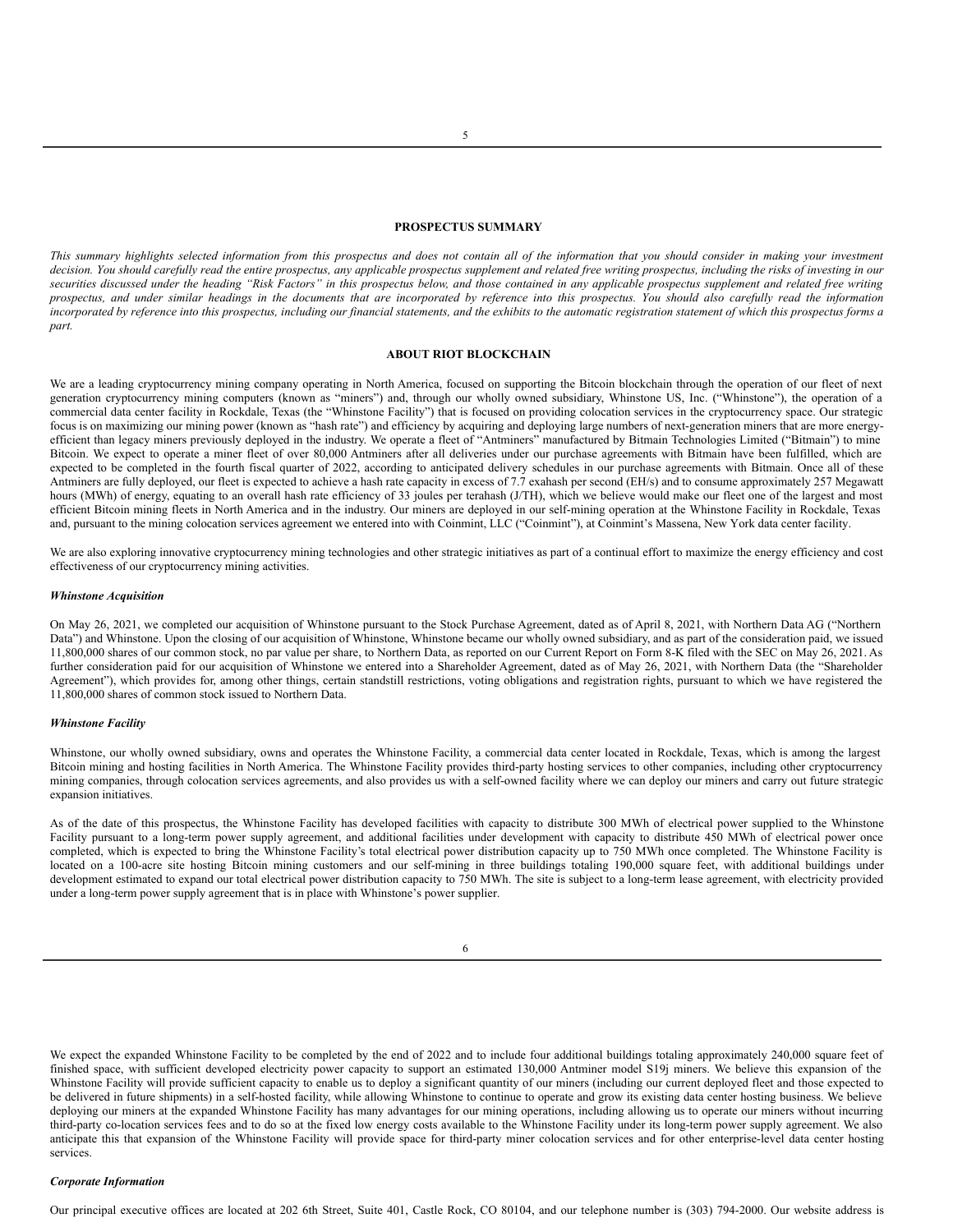## PROSPECTUS SUMMARY

*This summary highlights selected information from this prospectus and does not contain all of the information that you should consider in making your investment decision. You should carefully read the entire prospectus, any applicable prospectus supplement and related free writing prospectus, including the risks of investing in our securities discussed under the heading "Risk Factors" in this prospectus below, and those contained in any applicable prospectus supplement and related free writing prospectus, and under similar headings in the documents that are incorporated by reference into this prospectus. You should also carefully read the information incorporated by reference into this prospectus, including our financial statements, and the exhibits to the automatic registration statement of which this prospectus forms a part.*

## ABOUT RIOT BLOCKCHAIN

We are a leading cryptocurrency mining company operating in North America, focused on supporting the Bitcoin blockchain through the operation of our fleet of next generation cryptocurrency mining computers (known as "miners") and, through our wholly owned subsidiary, Whinstone US, Inc. ("Whinstone"), the operation of a commercial data center facility in Rockdale, Texas (the "Whinstone Facility") that is focused on providing colocation services in the cryptocurrency space. Our strategic focus is on maximizing our mining power (known as "hash rate") and efficiency by acquiring and deploying large numbers of next-generation miners that are more energy-efficient than legacy miners previously deployed in the industry. We operate a fleet of "Antminers" manufactured by Bitmain Technologies Limited ("Bitmain") to mine Bitcoin. We expect to operate a miner fleet of over 80,000 Antminers after all deliveries under our purchase agreements with Bitmain have been fulfilled, which are expected to be completed in the fourth fiscal quarter of 2022, according to anticipated delivery schedules in our purchase agreements with Bitmain. Once all of these Antminers are fully deployed, our fleet is expected to achieve a hash rate capacity in excess of 7.7 exahash per second (EH/s) and to consume approximately 257 Megawatt hours (MWh) of energy, equating to an overall hash rate efficiency of 33 joules per terahash (J/TH), which we believe would make our fleet one of the largest and most efficient Bitcoin mining fleets in North America and in the industry. Our miners are deployed in our self-mining operation at the Whinstone Facility in Rockdale, Texas and, pursuant to the mining colocation services agreement we entered into with Coinmint, LLC ("Coinmint"), at Coinmint's Massena, New York data center facility.

We are also exploring innovative cryptocurrency mining technologies and other strategic initiatives as part of a continual effort to maximize the energy efficiency and cost effectiveness of our cryptocurrency mining activities.

### *Whinstone Acquisition*

On May 26, 2021, we completed our acquisition of Whinstone pursuant to the Stock Purchase Agreement, dated as of April 8, 2021, with Northern Data AG ("Northern Data") and Whinstone. Upon the closing of our acquisition of Whinstone, Whinstone became our wholly owned subsidiary, and as part of the consideration paid, we issued 11,800,000 shares of our common stock, no par value per share, to Northern Data, as reported on our Current Report on Form 8-K filed with the SEC on May 26, 2021. As further consideration paid for our acquisition of Whinstone we entered into a Shareholder Agreement, dated as of May 26, 2021, with Northern Data (the "Shareholder Agreement"), which provides for, among other things, certain standstill restrictions, voting obligations and registration rights, pursuant to which we have registered the 11,800,000 shares of common stock issued to Northern Data.

### *Whinstone Facility*

Whinstone, our wholly owned subsidiary, owns and operates the Whinstone Facility, a commercial data center located in Rockdale, Texas, which is among the largest Bitcoin mining and hosting facilities in North America. The Whinstone Facility provides third-party hosting services to other companies, including other cryptocurrency mining companies, through colocation services agreements, and also provides us with a self-owned facility where we can deploy our miners and carry out future strategic expansion initiatives.

As of the date of this prospectus, the Whinstone Facility has developed facilities with capacity to distribute 300 MWh of electrical power supplied to the Whinstone Facility pursuant to a long-term power supply agreement, and additional facilities under development with capacity to distribute 450 MWh of electrical power once completed, which is expected to bring the Whinstone Facility's total electrical power distribution capacity up to 750 MWh once completed. The Whinstone Facility is located on a 100-acre site hosting Bitcoin mining customers and our self-mining in three buildings totaling 190,000 square feet, with additional buildings under development estimated to expand our total electrical power distribution capacity to 750 MWh. The site is subject to a long-term lease agreement, with electricity provided under a long-term power supply agreement that is in place with Whinstone's power supplier.

We expect the expanded Whinstone Facility to be completed by the end of 2022 and to include four additional buildings totaling approximately 240,000 square feet of finished space, with sufficient developed electricity power capacity to support an estimated 130,000 Antminer model S19j miners. We believe this expansion of the Whinstone Facility will provide sufficient capacity to enable us to deploy a significant quantity of our miners (including our current deployed fleet and those expected to be delivered in future shipments) in a self-hosted facility, while allowing Whinstone to continue to operate and grow its existing data center hosting business. We believe deploying our miners at the expanded Whinstone Facility has many advantages for our mining operations, including allowing us to operate our miners without incurring third-party co-location services fees and to do so at the fixed low energy costs available to the Whinstone Facility under its long-term power supply agreement. We also anticipate this that expansion of the Whinstone Facility will provide space for third-party miner colocation services and for other enterprise-level data center hosting services.

### *Corporate Information*

Our principal executive offices are located at 202 6th Street, Suite 401, Castle Rock, CO 80104, and our telephone number is (303) 794-2000. Our website address is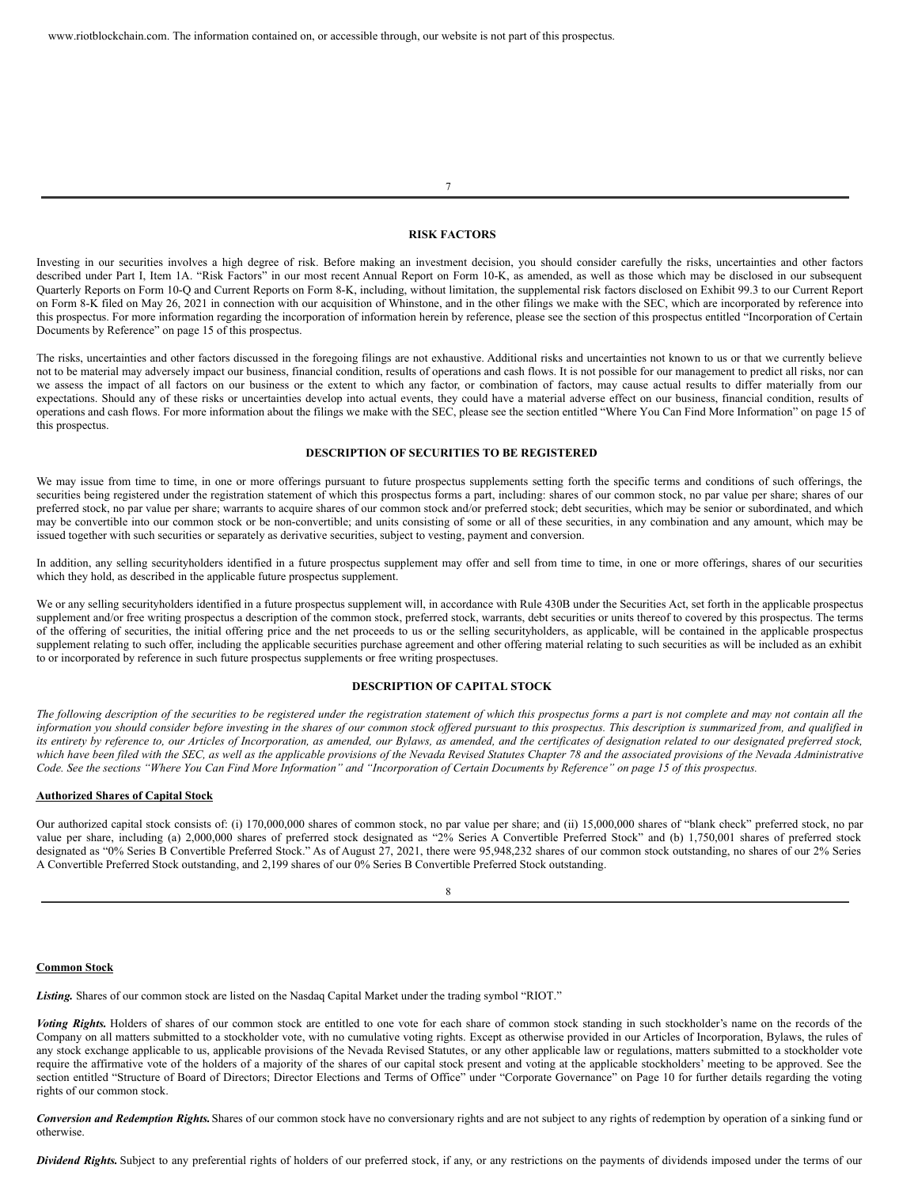www.riotblockchain.com. The information contained on, or accessible through, our website is not part of this prospectus.

## RISK FACTORS

Investing in our securities involves a high degree of risk. Before making an investment decision, you should consider carefully the risks, uncertainties and other factors described under Part I, Item 1A. "Risk Factors" in our most recent Annual Report on Form 10-K, as amended, as well as those which may be disclosed in our subsequent Quarterly Reports on Form 10-Q and Current Reports on Form 8-K, including, without limitation, the supplemental risk factors disclosed on Exhibit 99.3 to our Current Report on Form 8-K filed on May 26, 2021 in connection with our acquisition of Whinstone, and in the other filings we make with the SEC, which are incorporated by reference into this prospectus. For more information regarding the incorporation of information herein by reference, please see the section of this prospectus entitled "Incorporation of Certain Documents by Reference" on page 15 of this prospectus.

The risks, uncertainties and other factors discussed in the foregoing filings are not exhaustive. Additional risks and uncertainties not known to us or that we currently believe not to be material may adversely impact our business, financial condition, results of operations and cash flows. It is not possible for our management to predict all risks, nor can we assess the impact of all factors on our business or the extent to which any factor, or combination of factors, may cause actual results to differ materially from our expectations. Should any of these risks or uncertainties develop into actual events, they could have a material adverse effect on our business, financial condition, results of operations and cash flows. For more information about the filings we make with the SEC, please see the section entitled "Where You Can Find More Information" on page 15 of this prospectus.

## DESCRIPTION OF SECURITIES TO BE REGISTERED

We may issue from time to time, in one or more offerings pursuant to future prospectus supplements setting forth the specific terms and conditions of such offerings, the securities being registered under the registration statement of which this prospectus forms a part, including: shares of our common stock, no par value per share; shares of our preferred stock, no par value per share; warrants to acquire shares of our common stock and/or preferred stock; debt securities, which may be senior or subordinated, and which may be convertible into our common stock or be non-convertible; and units consisting of some or all of these securities, in any combination and any amount, which may be issued together with such securities or separately as derivative securities, subject to vesting, payment and conversion.

In addition, any selling securityholders identified in a future prospectus supplement may offer and sell from time to time, in one or more offerings, shares of our securities which they hold, as described in the applicable future prospectus supplement.

We or any selling securityholders identified in a future prospectus supplement will, in accordance with Rule 430B under the Securities Act, set forth in the applicable prospectus supplement and/or free writing prospectus a description of the common stock, preferred stock, warrants, debt securities or units thereof to covered by this prospectus. The terms of the offering of securities, the initial offering price and the net proceeds to us or the selling securityholders, as applicable, will be contained in the applicable prospectus supplement relating to such offer, including the applicable securities purchase agreement and other offering material relating to such securities as will be included as an exhibit to or incorporated by reference in such future prospectus supplements or free writing prospectuses.

## DESCRIPTION OF CAPITAL STOCK

*The following description of the securities to be registered under the registration statement of which this prospectus forms a part is not complete and may not contain all the information you should consider before investing in the shares of our common stock offered pursuant to this prospectus. This description is summarized from, and qualified in its entirety by reference to, our Articles of Incorporation, as amended, our Bylaws, as amended, and the certificates of designation related to our designated preferred stock, which have been filed with the SEC, as well as the applicable provisions of the Nevada Revised Statutes Chapter 78 and the associated provisions of the Nevada Administrative Code. See the sections "Where You Can Find More Information" and "Incorporation of Certain Documents by Reference" on page 15 of this prospectus.*

### Authorized Shares of Capital Stock

Our authorized capital stock consists of: (i) 170,000,000 shares of common stock, no par value per share; and (ii) 15,000,000 shares of "blank check" preferred stock, no par value per share, including (a) 2,000,000 shares of preferred stock designated as "2% Series A Convertible Preferred Stock" and (b) 1,750,001 shares of preferred stock designated as "0% Series B Convertible Preferred Stock." As of August 27, 2021, there were 95,948,232 shares of our common stock outstanding, no shares of our 2% Series A Convertible Preferred Stock outstanding, and 2,199 shares of our 0% Series B Convertible Preferred Stock outstanding.

### Common Stock

***Listing.*** Shares of our common stock are listed on the Nasdaq Capital Market under the trading symbol "RIOT."

***Voting Rights.*** Holders of shares of our common stock are entitled to one vote for each share of common stock standing in such stockholder's name on the records of the Company on all matters submitted to a stockholder vote, with no cumulative voting rights. Except as otherwise provided in our Articles of Incorporation, Bylaws, the rules of any stock exchange applicable to us, applicable provisions of the Nevada Revised Statutes, or any other applicable law or regulations, matters submitted to a stockholder vote require the affirmative vote of the holders of a majority of the shares of our capital stock present and voting at the applicable stockholders' meeting to be approved. See the section entitled "Structure of Board of Directors; Director Elections and Terms of Office" under "Corporate Governance" on Page 10 for further details regarding the voting rights of our common stock.

***Conversion and Redemption Rights.*** Shares of our common stock have no conversionary rights and are not subject to any rights of redemption by operation of a sinking fund or otherwise.

***Dividend Rights.*** Subject to any preferential rights of holders of our preferred stock, if any, or any restrictions on the payments of dividends imposed under the terms of our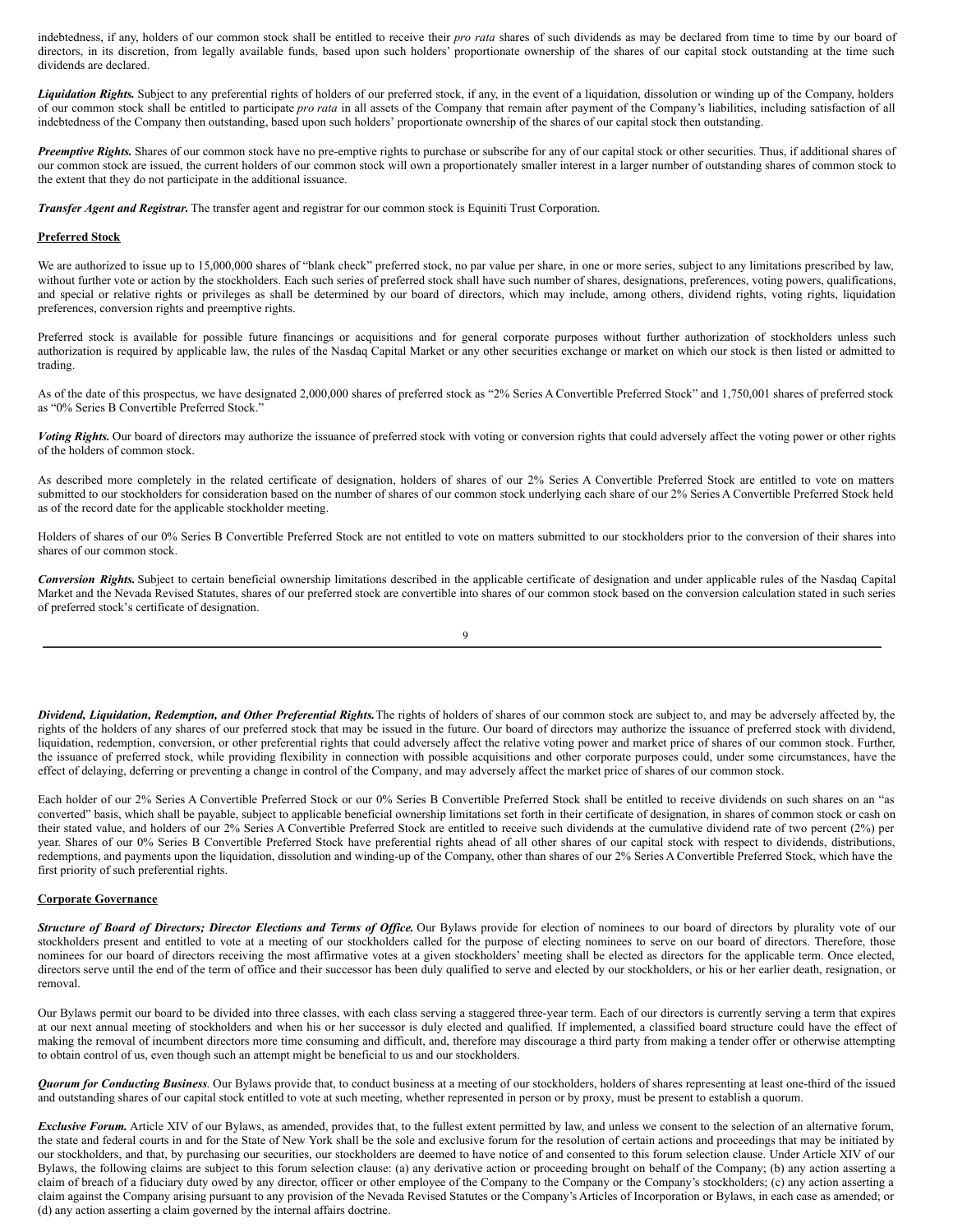indebtedness, if any, holders of our common stock shall be entitled to receive their *pro rata* shares of such dividends as may be declared from time to time by our board of directors, in its discretion, from legally available funds, based upon such holders' proportionate ownership of the shares of our capital stock outstanding at the time such dividends are declared.

***Liquidation Rights.*** Subject to any preferential rights of holders of our preferred stock, if any, in the event of a liquidation, dissolution or winding up of the Company, holders of our common stock shall be entitled to participate *pro rata* in all assets of the Company that remain after payment of the Company's liabilities, including satisfaction of all indebtedness of the Company then outstanding, based upon such holders' proportionate ownership of the shares of our capital stock then outstanding.

***Preemptive Rights.*** Shares of our common stock have no pre-emptive rights to purchase or subscribe for any of our capital stock or other securities. Thus, if additional shares of our common stock are issued, the current holders of our common stock will own a proportionately smaller interest in a larger number of outstanding shares of common stock to the extent that they do not participate in the additional issuance.

***Transfer Agent and Registrar.*** The transfer agent and registrar for our common stock is Equiniti Trust Corporation.

**Preferred Stock**

We are authorized to issue up to 15,000,000 shares of "blank check" preferred stock, no par value per share, in one or more series, subject to any limitations prescribed by law, without further vote or action by the stockholders. Each such series of preferred stock shall have such number of shares, designations, preferences, voting powers, qualifications, and special or relative rights or privileges as shall be determined by our board of directors, which may include, among others, dividend rights, voting rights, liquidation preferences, conversion rights and preemptive rights.

Preferred stock is available for possible future financings or acquisitions and for general corporate purposes without further authorization of stockholders unless such authorization is required by applicable law, the rules of the Nasdaq Capital Market or any other securities exchange or market on which our stock is then listed or admitted to trading.

As of the date of this prospectus, we have designated 2,000,000 shares of preferred stock as "2% Series A Convertible Preferred Stock" and 1,750,001 shares of preferred stock as "0% Series B Convertible Preferred Stock."

***Voting Rights.*** Our board of directors may authorize the issuance of preferred stock with voting or conversion rights that could adversely affect the voting power or other rights of the holders of common stock.

As described more completely in the related certificate of designation, holders of shares of our 2% Series A Convertible Preferred Stock are entitled to vote on matters submitted to our stockholders for consideration based on the number of shares of our common stock underlying each share of our 2% Series A Convertible Preferred Stock held as of the record date for the applicable stockholder meeting.

Holders of shares of our 0% Series B Convertible Preferred Stock are not entitled to vote on matters submitted to our stockholders prior to the conversion of their shares into shares of our common stock.

***Conversion Rights.*** Subject to certain beneficial ownership limitations described in the applicable certificate of designation and under applicable rules of the Nasdaq Capital Market and the Nevada Revised Statutes, shares of our preferred stock are convertible into shares of our common stock based on the conversion calculation stated in such series of preferred stock's certificate of designation.

***Dividend, Liquidation, Redemption, and Other Preferential Rights.*** The rights of holders of shares of our common stock are subject to, and may be adversely affected by, the rights of the holders of any shares of our preferred stock that may be issued in the future. Our board of directors may authorize the issuance of preferred stock with dividend, liquidation, redemption, conversion, or other preferential rights that could adversely affect the relative voting power and market price of shares of our common stock. Further, the issuance of preferred stock, while providing flexibility in connection with possible acquisitions and other corporate purposes could, under some circumstances, have the effect of delaying, deferring or preventing a change in control of the Company, and may adversely affect the market price of shares of our common stock.

Each holder of our 2% Series A Convertible Preferred Stock or our 0% Series B Convertible Preferred Stock shall be entitled to receive dividends on such shares on an "as converted" basis, which shall be payable, subject to applicable beneficial ownership limitations set forth in their certificate of designation, in shares of common stock or cash on their stated value, and holders of our 2% Series A Convertible Preferred Stock are entitled to receive such dividends at the cumulative dividend rate of two percent (2%) per year. Shares of our 0% Series B Convertible Preferred Stock have preferential rights ahead of all other shares of our capital stock with respect to dividends, distributions, redemptions, and payments upon the liquidation, dissolution and winding-up of the Company, other than shares of our 2% Series A Convertible Preferred Stock, which have the first priority of such preferential rights.

**Corporate Governance**

***Structure of Board of Directors; Director Elections and Terms of Office.*** Our Bylaws provide for election of nominees to our board of directors by plurality vote of our stockholders present and entitled to vote at a meeting of our stockholders called for the purpose of electing nominees to serve on our board of directors. Therefore, those nominees for our board of directors receiving the most affirmative votes at a given stockholders' meeting shall be elected as directors for the applicable term. Once elected, directors serve until the end of the term of office and their successor has been duly qualified to serve and elected by our stockholders, or his or her earlier death, resignation, or removal.

Our Bylaws permit our board to be divided into three classes, with each class serving a staggered three-year term. Each of our directors is currently serving a term that expires at our next annual meeting of stockholders and when his or her successor is duly elected and qualified. If implemented, a classified board structure could have the effect of making the removal of incumbent directors more time consuming and difficult, and, therefore may discourage a third party from making a tender offer or otherwise attempting to obtain control of us, even though such an attempt might be beneficial to us and our stockholders.

***Quorum for Conducting Business***. Our Bylaws provide that, to conduct business at a meeting of our stockholders, holders of shares representing at least one-third of the issued and outstanding shares of our capital stock entitled to vote at such meeting, whether represented in person or by proxy, must be present to establish a quorum.

***Exclusive Forum.*** Article XIV of our Bylaws, as amended, provides that, to the fullest extent permitted by law, and unless we consent to the selection of an alternative forum, the state and federal courts in and for the State of New York shall be the sole and exclusive forum for the resolution of certain actions and proceedings that may be initiated by our stockholders, and that, by purchasing our securities, our stockholders are deemed to have notice of and consented to this forum selection clause. Under Article XIV of our Bylaws, the following claims are subject to this forum selection clause: (a) any derivative action or proceeding brought on behalf of the Company; (b) any action asserting a claim of breach of a fiduciary duty owed by any director, officer or other employee of the Company to the Company or the Company's stockholders; (c) any action asserting a claim against the Company arising pursuant to any provision of the Nevada Revised Statutes or the Company's Articles of Incorporation or Bylaws, in each case as amended; or (d) any action asserting a claim governed by the internal affairs doctrine.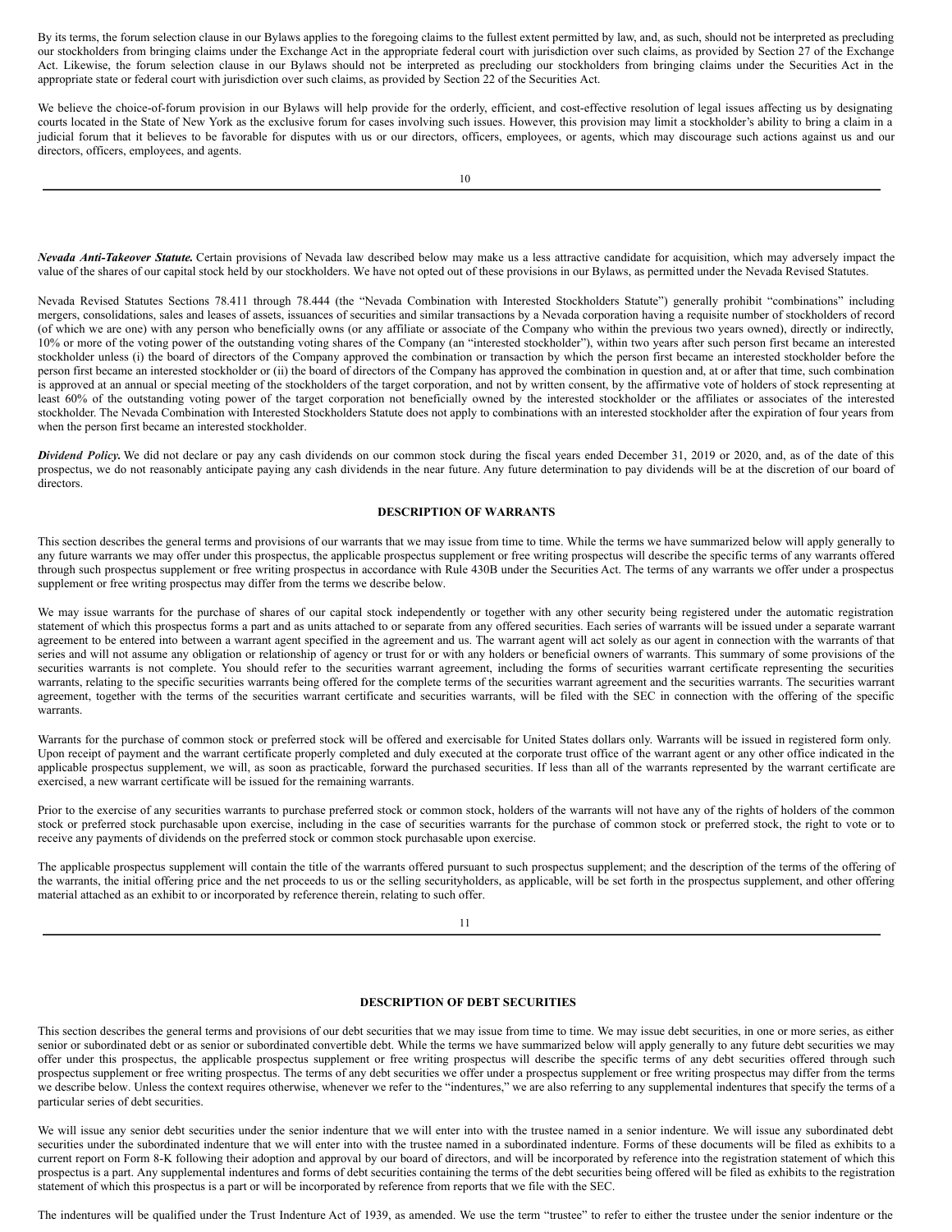By its terms, the forum selection clause in our Bylaws applies to the foregoing claims to the fullest extent permitted by law, and, as such, should not be interpreted as precluding our stockholders from bringing claims under the Exchange Act in the appropriate federal court with jurisdiction over such claims, as provided by Section 27 of the Exchange Act. Likewise, the forum selection clause in our Bylaws should not be interpreted as precluding our stockholders from bringing claims under the Securities Act in the appropriate state or federal court with jurisdiction over such claims, as provided by Section 22 of the Securities Act.

We believe the choice-of-forum provision in our Bylaws will help provide for the orderly, efficient, and cost-effective resolution of legal issues affecting us by designating courts located in the State of New York as the exclusive forum for cases involving such issues. However, this provision may limit a stockholder's ability to bring a claim in a judicial forum that it believes to be favorable for disputes with us or our directors, officers, employees, or agents, which may discourage such actions against us and our directors, officers, employees, and agents.

***Nevada Anti-Takeover Statute.*** Certain provisions of Nevada law described below may make us a less attractive candidate for acquisition, which may adversely impact the value of the shares of our capital stock held by our stockholders. We have not opted out of these provisions in our Bylaws, as permitted under the Nevada Revised Statutes.

Nevada Revised Statutes Sections 78.411 through 78.444 (the "Nevada Combination with Interested Stockholders Statute") generally prohibit "combinations" including mergers, consolidations, sales and leases of assets, issuances of securities and similar transactions by a Nevada corporation having a requisite number of stockholders of record (of which we are one) with any person who beneficially owns (or any affiliate or associate of the Company who within the previous two years owned), directly or indirectly, 10% or more of the voting power of the outstanding voting shares of the Company (an "interested stockholder"), within two years after such person first became an interested stockholder unless (i) the board of directors of the Company approved the combination or transaction by which the person first became an interested stockholder before the person first became an interested stockholder or (ii) the board of directors of the Company has approved the combination in question and, at or after that time, such combination is approved at an annual or special meeting of the stockholders of the target corporation, and not by written consent, by the affirmative vote of holders of stock representing at least 60% of the outstanding voting power of the target corporation not beneficially owned by the interested stockholder or the affiliates or associates of the interested stockholder. The Nevada Combination with Interested Stockholders Statute does not apply to combinations with an interested stockholder after the expiration of four years from when the person first became an interested stockholder.

***Dividend Policy.*** We did not declare or pay any cash dividends on our common stock during the fiscal years ended December 31, 2019 or 2020, and, as of the date of this prospectus, we do not reasonably anticipate paying any cash dividends in the near future. Any future determination to pay dividends will be at the discretion of our board of directors.

## DESCRIPTION OF WARRANTS

This section describes the general terms and provisions of our warrants that we may issue from time to time. While the terms we have summarized below will apply generally to any future warrants we may offer under this prospectus, the applicable prospectus supplement or free writing prospectus will describe the specific terms of any warrants offered through such prospectus supplement or free writing prospectus in accordance with Rule 430B under the Securities Act. The terms of any warrants we offer under a prospectus supplement or free writing prospectus may differ from the terms we describe below.

We may issue warrants for the purchase of shares of our capital stock independently or together with any other security being registered under the automatic registration statement of which this prospectus forms a part and as units attached to or separate from any offered securities. Each series of warrants will be issued under a separate warrant agreement to be entered into between a warrant agent specified in the agreement and us. The warrant agent will act solely as our agent in connection with the warrants of that series and will not assume any obligation or relationship of agency or trust for or with any holders or beneficial owners of warrants. This summary of some provisions of the securities warrants is not complete. You should refer to the securities warrant agreement, including the forms of securities warrant certificate representing the securities warrants, relating to the specific securities warrants being offered for the complete terms of the securities warrant agreement and the securities warrants. The securities warrant agreement, together with the terms of the securities warrant certificate and securities warrants, will be filed with the SEC in connection with the offering of the specific warrants.

Warrants for the purchase of common stock or preferred stock will be offered and exercisable for United States dollars only. Warrants will be issued in registered form only. Upon receipt of payment and the warrant certificate properly completed and duly executed at the corporate trust office of the warrant agent or any other office indicated in the applicable prospectus supplement, we will, as soon as practicable, forward the purchased securities. If less than all of the warrants represented by the warrant certificate are exercised, a new warrant certificate will be issued for the remaining warrants.

Prior to the exercise of any securities warrants to purchase preferred stock or common stock, holders of the warrants will not have any of the rights of holders of the common stock or preferred stock purchasable upon exercise, including in the case of securities warrants for the purchase of common stock or preferred stock, the right to vote or to receive any payments of dividends on the preferred stock or common stock purchasable upon exercise.

The applicable prospectus supplement will contain the title of the warrants offered pursuant to such prospectus supplement; and the description of the terms of the offering of the warrants, the initial offering price and the net proceeds to us or the selling securityholders, as applicable, will be set forth in the prospectus supplement, and other offering material attached as an exhibit to or incorporated by reference therein, relating to such offer.

## DESCRIPTION OF DEBT SECURITIES

This section describes the general terms and provisions of our debt securities that we may issue from time to time. We may issue debt securities, in one or more series, as either senior or subordinated debt or as senior or subordinated convertible debt. While the terms we have summarized below will apply generally to any future debt securities we may offer under this prospectus, the applicable prospectus supplement or free writing prospectus will describe the specific terms of any debt securities offered through such prospectus supplement or free writing prospectus. The terms of any debt securities we offer under a prospectus supplement or free writing prospectus may differ from the terms we describe below. Unless the context requires otherwise, whenever we refer to the "indentures," we are also referring to any supplemental indentures that specify the terms of a particular series of debt securities.

We will issue any senior debt securities under the senior indenture that we will enter into with the trustee named in a senior indenture. We will issue any subordinated debt securities under the subordinated indenture that we will enter into with the trustee named in a subordinated indenture. Forms of these documents will be filed as exhibits to a current report on Form 8-K following their adoption and approval by our board of directors, and will be incorporated by reference into the registration statement of which this prospectus is a part. Any supplemental indentures and forms of debt securities containing the terms of the debt securities being offered will be filed as exhibits to the registration statement of which this prospectus is a part or will be incorporated by reference from reports that we file with the SEC.

The indentures will be qualified under the Trust Indenture Act of 1939, as amended. We use the term "trustee" to refer to either the trustee under the senior indenture or the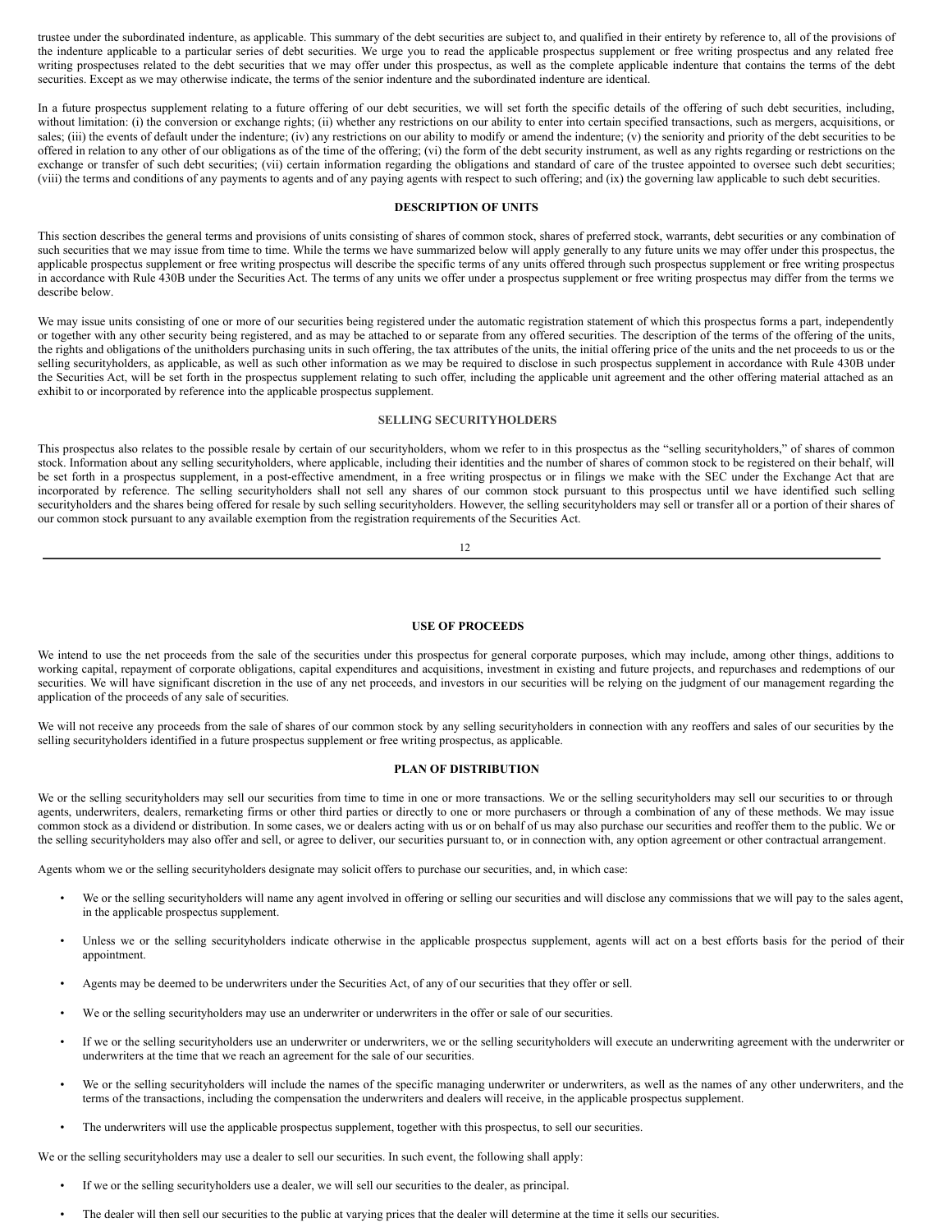trustee under the subordinated indenture, as applicable. This summary of the debt securities are subject to, and qualified in their entirety by reference to, all of the provisions of the indenture applicable to a particular series of debt securities. We urge you to read the applicable prospectus supplement or free writing prospectus and any related free writing prospectuses related to the debt securities that we may offer under this prospectus, as well as the complete applicable indenture that contains the terms of the debt securities. Except as we may otherwise indicate, the terms of the senior indenture and the subordinated indenture are identical.

In a future prospectus supplement relating to a future offering of our debt securities, we will set forth the specific details of the offering of such debt securities, including, without limitation: (i) the conversion or exchange rights; (ii) whether any restrictions on our ability to enter into certain specified transactions, such as mergers, acquisitions, or sales; (iii) the events of default under the indenture; (iv) any restrictions on our ability to modify or amend the indenture; (v) the seniority and priority of the debt securities to be offered in relation to any other of our obligations as of the time of the offering; (vi) the form of the debt security instrument, as well as any rights regarding or restrictions on the exchange or transfer of such debt securities; (vii) certain information regarding the obligations and standard of care of the trustee appointed to oversee such debt securities; (viii) the terms and conditions of any payments to agents and of any paying agents with respect to such offering; and (ix) the governing law applicable to such debt securities.

## DESCRIPTION OF UNITS

This section describes the general terms and provisions of units consisting of shares of common stock, shares of preferred stock, warrants, debt securities or any combination of such securities that we may issue from time to time. While the terms we have summarized below will apply generally to any future units we may offer under this prospectus, the applicable prospectus supplement or free writing prospectus will describe the specific terms of any units offered through such prospectus supplement or free writing prospectus in accordance with Rule 430B under the Securities Act. The terms of any units we offer under a prospectus supplement or free writing prospectus may differ from the terms we describe below.

We may issue units consisting of one or more of our securities being registered under the automatic registration statement of which this prospectus forms a part, independently or together with any other security being registered, and as may be attached to or separate from any offered securities. The description of the terms of the offering of the units, the rights and obligations of the unitholders purchasing units in such offering, the tax attributes of the units, the initial offering price of the units and the net proceeds to us or the selling securityholders, as applicable, as well as such other information as we may be required to disclose in such prospectus supplement in accordance with Rule 430B under the Securities Act, will be set forth in the prospectus supplement relating to such offer, including the applicable unit agreement and the other offering material attached as an exhibit to or incorporated by reference into the applicable prospectus supplement.

## SELLING SECURITYHOLDERS

This prospectus also relates to the possible resale by certain of our securityholders, whom we refer to in this prospectus as the "selling securityholders," of shares of common stock. Information about any selling securityholders, where applicable, including their identities and the number of shares of common stock to be registered on their behalf, will be set forth in a prospectus supplement, in a post-effective amendment, in a free writing prospectus or in filings we make with the SEC under the Exchange Act that are incorporated by reference. The selling securityholders shall not sell any shares of our common stock pursuant to this prospectus until we have identified such selling securityholders and the shares being offered for resale by such selling securityholders. However, the selling securityholders may sell or transfer all or a portion of their shares of our common stock pursuant to any available exemption from the registration requirements of the Securities Act.

## USE OF PROCEEDS

We intend to use the net proceeds from the sale of the securities under this prospectus for general corporate purposes, which may include, among other things, additions to working capital, repayment of corporate obligations, capital expenditures and acquisitions, investment in existing and future projects, and repurchases and redemptions of our securities. We will have significant discretion in the use of any net proceeds, and investors in our securities will be relying on the judgment of our management regarding the application of the proceeds of any sale of securities.

We will not receive any proceeds from the sale of shares of our common stock by any selling securityholders in connection with any reoffers and sales of our securities by the selling securityholders identified in a future prospectus supplement or free writing prospectus, as applicable.

## PLAN OF DISTRIBUTION

We or the selling securityholders may sell our securities from time to time in one or more transactions. We or the selling securityholders may sell our securities to or through agents, underwriters, dealers, remarketing firms or other third parties or directly to one or more purchasers or through a combination of any of these methods. We may issue common stock as a dividend or distribution. In some cases, we or dealers acting with us or on behalf of us may also purchase our securities and reoffer them to the public. We or the selling securityholders may also offer and sell, or agree to deliver, our securities pursuant to, or in connection with, any option agreement or other contractual arrangement.

Agents whom we or the selling securityholders designate may solicit offers to purchase our securities, and, in which case:

- We or the selling securityholders will name any agent involved in offering or selling our securities and will disclose any commissions that we will pay to the sales agent, in the applicable prospectus supplement.
- Unless we or the selling securityholders indicate otherwise in the applicable prospectus supplement, agents will act on a best efforts basis for the period of their appointment.
- Agents may be deemed to be underwriters under the Securities Act, of any of our securities that they offer or sell.
- We or the selling securityholders may use an underwriter or underwriters in the offer or sale of our securities.
- If we or the selling securityholders use an underwriter or underwriters, we or the selling securityholders will execute an underwriting agreement with the underwriter or underwriters at the time that we reach an agreement for the sale of our securities.
- We or the selling securityholders will include the names of the specific managing underwriter or underwriters, as well as the names of any other underwriters, and the terms of the transactions, including the compensation the underwriters and dealers will receive, in the applicable prospectus supplement.
- The underwriters will use the applicable prospectus supplement, together with this prospectus, to sell our securities.

We or the selling securityholders may use a dealer to sell our securities. In such event, the following shall apply:

- If we or the selling securityholders use a dealer, we will sell our securities to the dealer, as principal.
- The dealer will then sell our securities to the public at varying prices that the dealer will determine at the time it sells our securities.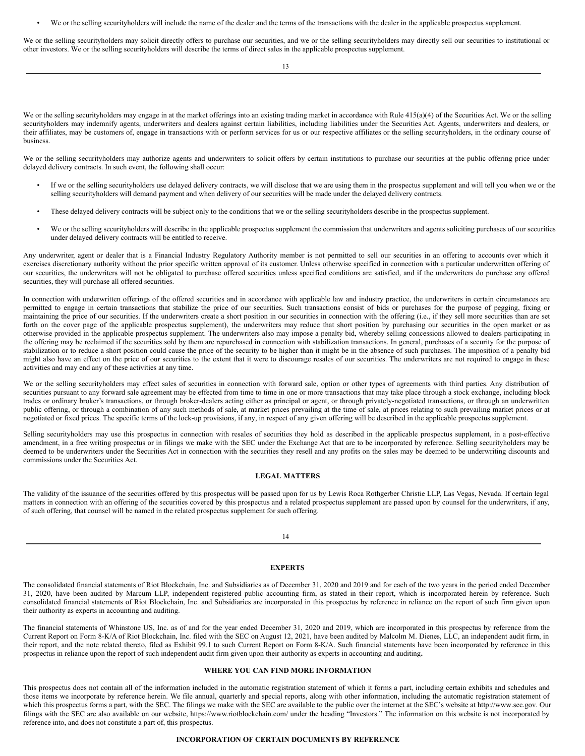- We or the selling securityholders will include the name of the dealer and the terms of the transactions with the dealer in the applicable prospectus supplement.

We or the selling securityholders may solicit directly offers to purchase our securities, and we or the selling securityholders may directly sell our securities to institutional or other investors. We or the selling securityholders will describe the terms of direct sales in the applicable prospectus supplement.

We or the selling securityholders may engage in at the market offerings into an existing trading market in accordance with Rule 415(a)(4) of the Securities Act. We or the selling securityholders may indemnify agents, underwriters and dealers against certain liabilities, including liabilities under the Securities Act. Agents, underwriters and dealers, or their affiliates, may be customers of, engage in transactions with or perform services for us or our respective affiliates or the selling securityholders, in the ordinary course of business.

We or the selling securityholders may authorize agents and underwriters to solicit offers by certain institutions to purchase our securities at the public offering price under delayed delivery contracts. In such event, the following shall occur:

- If we or the selling securityholders use delayed delivery contracts, we will disclose that we are using them in the prospectus supplement and will tell you when we or the selling securityholders will demand payment and when delivery of our securities will be made under the delayed delivery contracts.
- These delayed delivery contracts will be subject only to the conditions that we or the selling securityholders describe in the prospectus supplement.
- We or the selling securityholders will describe in the applicable prospectus supplement the commission that underwriters and agents soliciting purchases of our securities under delayed delivery contracts will be entitled to receive.

Any underwriter, agent or dealer that is a Financial Industry Regulatory Authority member is not permitted to sell our securities in an offering to accounts over which it exercises discretionary authority without the prior specific written approval of its customer. Unless otherwise specified in connection with a particular underwritten offering of our securities, the underwriters will not be obligated to purchase offered securities unless specified conditions are satisfied, and if the underwriters do purchase any offered securities, they will purchase all offered securities.

In connection with underwritten offerings of the offered securities and in accordance with applicable law and industry practice, the underwriters in certain circumstances are permitted to engage in certain transactions that stabilize the price of our securities. Such transactions consist of bids or purchases for the purpose of pegging, fixing or maintaining the price of our securities. If the underwriters create a short position in our securities in connection with the offering (i.e., if they sell more securities than are set forth on the cover page of the applicable prospectus supplement), the underwriters may reduce that short position by purchasing our securities in the open market or as otherwise provided in the applicable prospectus supplement. The underwriters also may impose a penalty bid, whereby selling concessions allowed to dealers participating in the offering may be reclaimed if the securities sold by them are repurchased in connection with stabilization transactions. In general, purchases of a security for the purpose of stabilization or to reduce a short position could cause the price of the security to be higher than it might be in the absence of such purchases. The imposition of a penalty bid might also have an effect on the price of our securities to the extent that it were to discourage resales of our securities. The underwriters are not required to engage in these activities and may end any of these activities at any time.

We or the selling securityholders may effect sales of securities in connection with forward sale, option or other types of agreements with third parties. Any distribution of securities pursuant to any forward sale agreement may be effected from time to time in one or more transactions that may take place through a stock exchange, including block trades or ordinary broker's transactions, or through broker-dealers acting either as principal or agent, or through privately-negotiated transactions, or through an underwritten public offering, or through a combination of any such methods of sale, at market prices prevailing at the time of sale, at prices relating to such prevailing market prices or at negotiated or fixed prices. The specific terms of the lock-up provisions, if any, in respect of any given offering will be described in the applicable prospectus supplement.

Selling securityholders may use this prospectus in connection with resales of securities they hold as described in the applicable prospectus supplement, in a post-effective amendment, in a free writing prospectus or in filings we make with the SEC under the Exchange Act that are to be incorporated by reference. Selling securityholders may be deemed to be underwriters under the Securities Act in connection with the securities they resell and any profits on the sales may be deemed to be underwriting discounts and commissions under the Securities Act.

## LEGAL MATTERS

The validity of the issuance of the securities offered by this prospectus will be passed upon for us by Lewis Roca Rothgerber Christie LLP, Las Vegas, Nevada. If certain legal matters in connection with an offering of the securities covered by this prospectus and a related prospectus supplement are passed upon by counsel for the underwriters, if any, of such offering, that counsel will be named in the related prospectus supplement for such offering.

## EXPERTS

The consolidated financial statements of Riot Blockchain, Inc. and Subsidiaries as of December 31, 2020 and 2019 and for each of the two years in the period ended December 31, 2020, have been audited by Marcum LLP, independent registered public accounting firm, as stated in their report, which is incorporated herein by reference. Such consolidated financial statements of Riot Blockchain, Inc. and Subsidiaries are incorporated in this prospectus by reference in reliance on the report of such firm given upon their authority as experts in accounting and auditing.

The financial statements of Whinstone US, Inc. as of and for the year ended December 31, 2020 and 2019, which are incorporated in this prospectus by reference from the Current Report on Form 8-K/A of Riot Blockchain, Inc. filed with the SEC on August 12, 2021, have been audited by Malcolm M. Dienes, LLC, an independent audit firm, in their report, and the note related thereto, filed as Exhibit 99.1 to such Current Report on Form 8-K/A. Such financial statements have been incorporated by reference in this prospectus in reliance upon the report of such independent audit firm given upon their authority as experts in accounting and auditing**.**

## WHERE YOU CAN FIND MORE INFORMATION

This prospectus does not contain all of the information included in the automatic registration statement of which it forms a part, including certain exhibits and schedules and those items we incorporate by reference herein. We file annual, quarterly and special reports, along with other information, including the automatic registration statement of which this prospectus forms a part, with the SEC. The filings we make with the SEC are available to the public over the internet at the SEC's website at http://www.sec.gov. Our filings with the SEC are also available on our website, https://www.riotblockchain.com/ under the heading "Investors." The information on this website is not incorporated by reference into, and does not constitute a part of, this prospectus.

## INCORPORATION OF CERTAIN DOCUMENTS BY REFERENCE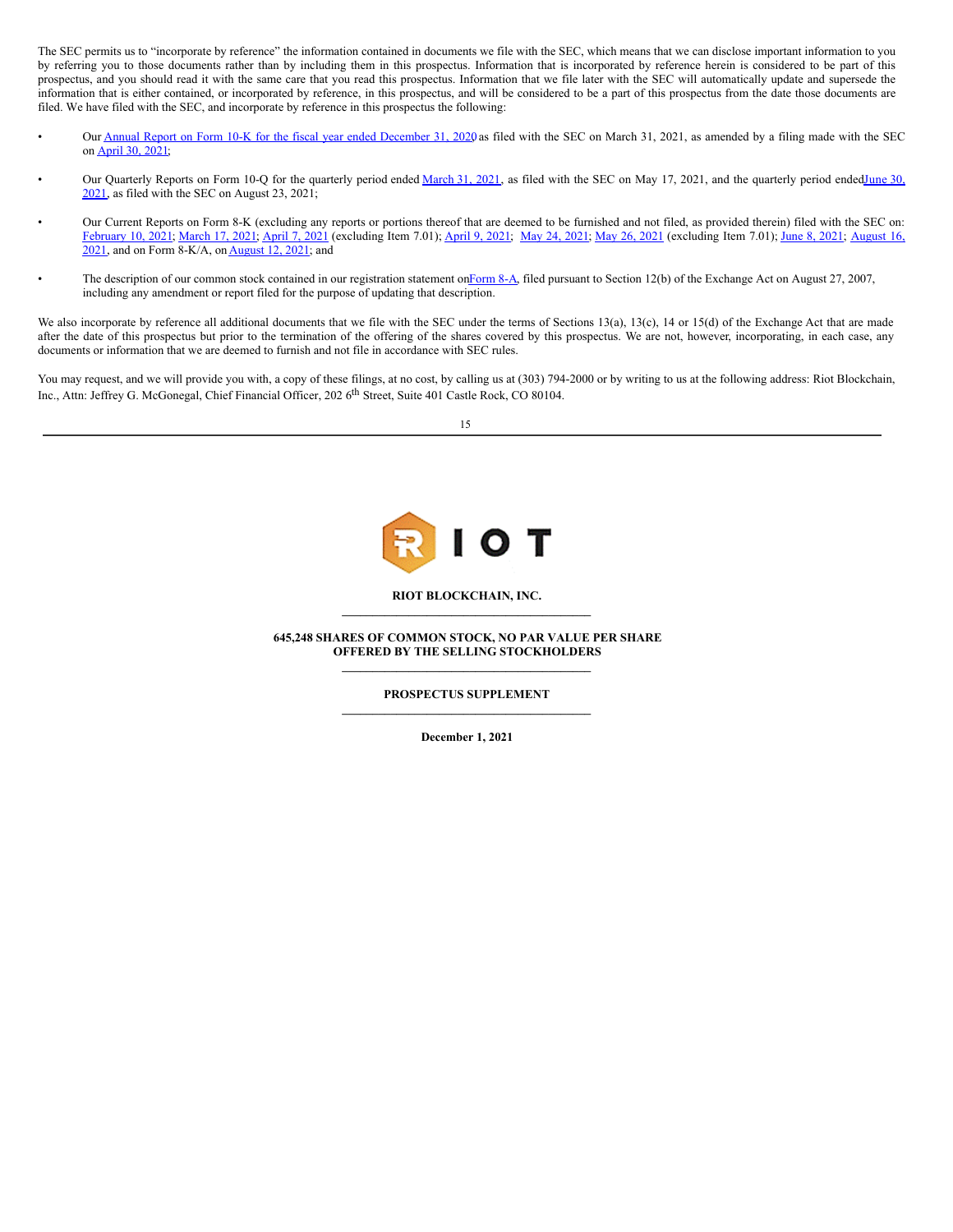The SEC permits us to "incorporate by reference" the information contained in documents we file with the SEC, which means that we can disclose important information to you by referring you to those documents rather than by including them in this prospectus. Information that is incorporated by reference herein is considered to be part of this prospectus, and you should read it with the same care that you read this prospectus. Information that we file later with the SEC will automatically update and supersede the information that is either contained, or incorporated by reference, in this prospectus, and will be considered to be a part of this prospectus from the date those documents are filed. We have filed with the SEC, and incorporate by reference in this prospectus the following:

- Our Annual Report on Form 10-K for the fiscal year ended December 31, 2020 as filed with the SEC on March 31, 2021, as amended by a filing made with the SEC on April 30, 2021;
- Our Quarterly Reports on Form 10-Q for the quarterly period ended March 31, 2021, as filed with the SEC on May 17, 2021, and the quarterly period ended June 30, 2021, as filed with the SEC on August 23, 2021;
- Our Current Reports on Form 8-K (excluding any reports or portions thereof that are deemed to be furnished and not filed, as provided therein) filed with the SEC on: February 10, 2021; March 17, 2021; April 7, 2021 (excluding Item 7.01); April 9, 2021; May 24, 2021; May 26, 2021 (excluding Item 7.01); June 8, 2021; August 16, 2021, and on Form 8-K/A, on August 12, 2021; and
- The description of our common stock contained in our registration statement on Form 8-A, filed pursuant to Section 12(b) of the Exchange Act on August 27, 2007, including any amendment or report filed for the purpose of updating that description.

We also incorporate by reference all additional documents that we file with the SEC under the terms of Sections 13(a), 13(c), 14 or 15(d) of the Exchange Act that are made after the date of this prospectus but prior to the termination of the offering of the shares covered by this prospectus. We are not, however, incorporating, in each case, any documents or information that we are deemed to furnish and not file in accordance with SEC rules.

You may request, and we will provide you with, a copy of these filings, at no cost, by calling us at (303) 794-2000 or by writing to us at the following address: Riot Blockchain, Inc., Attn: Jeffrey G. McGonegal, Chief Financial Officer, 202 6th Street, Suite 401 Castle Rock, CO 80104.

**RIOT BLOCKCHAIN, INC.**

**645,248 SHARES OF COMMON STOCK, NO PAR VALUE PER SHARE**
**OFFERED BY THE SELLING STOCKHOLDERS**

**PROSPECTUS SUPPLEMENT**

**December 1, 2021**